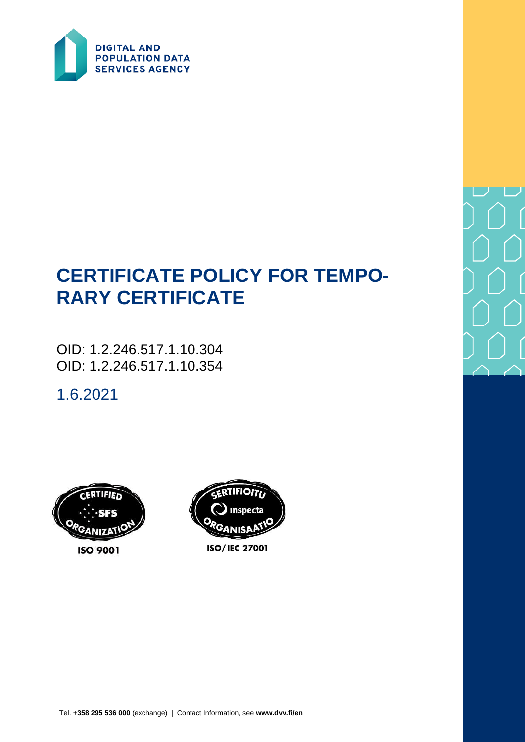DIGITAL AND POPULATION DATA SERVICES AGENCY

# CERTIFICATE POLICY FOR TEMPORARY CERTIFICATE

OID: 1.2.246.517.1.10.304
OID: 1.2.246.517.1.10.354

1.6.2021

CERTIFIED SFS ORGANIZATION ISO 9001

SERTIFIOITU Inspecta ORGANISAATIO ISO/IEC 27001

Tel. **+358 295 536 000** (exchange) | Contact Information, see **www.dvv.fi/en**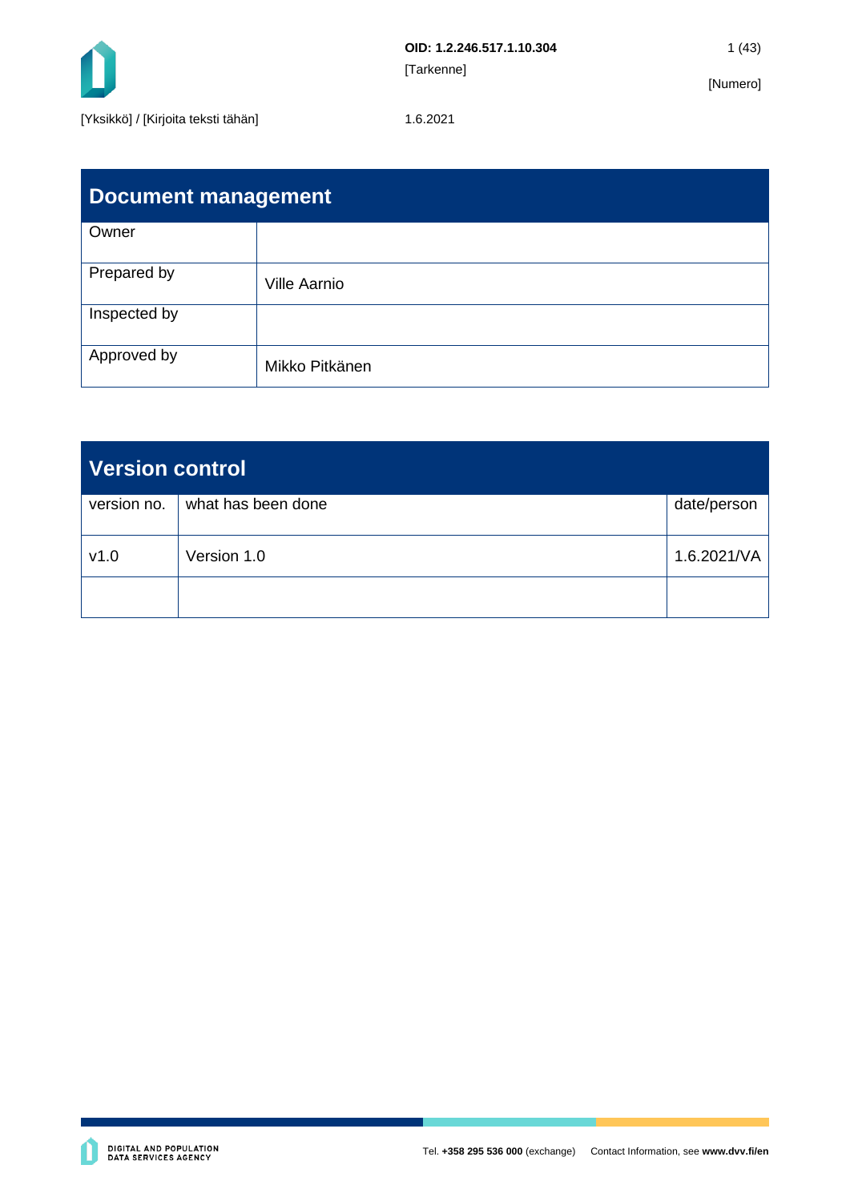| Document management | |
|---|---|
| Owner | |
| Prepared by | Ville Aarnio |
| Inspected by | |
| Approved by | Mikko Pitkänen |

| Version control | | |
|---|---|---|
| version no. | what has been done | date/person |
| v1.0 | Version 1.0 | 1.6.2021/VA |
| | | |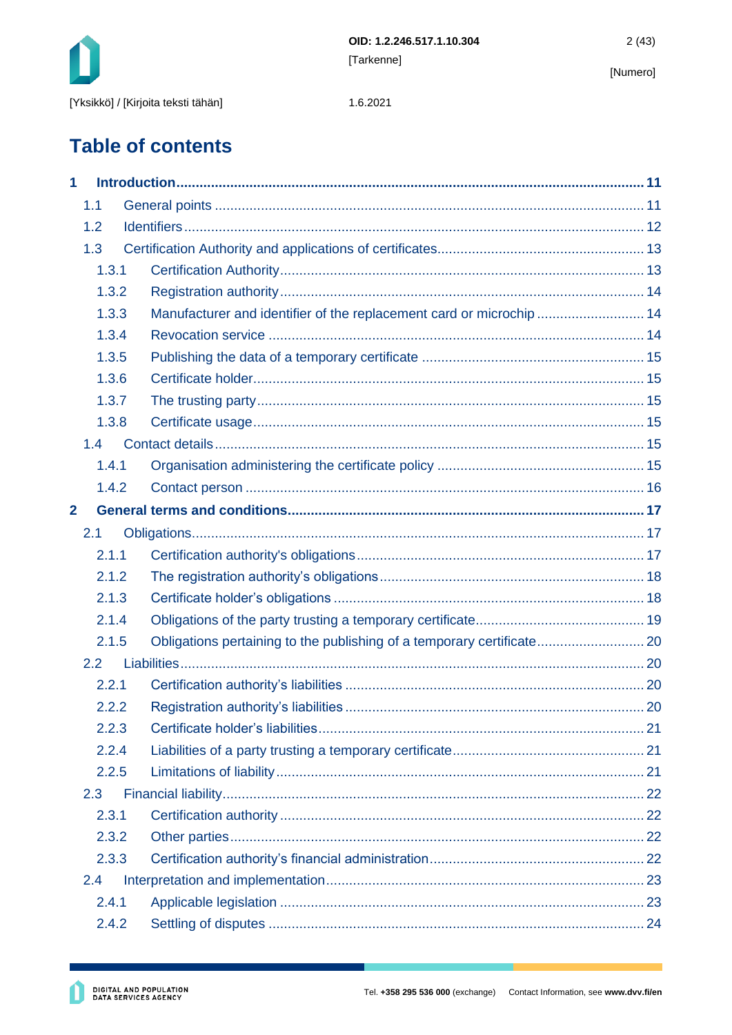# Table of contents

**1 Introduction ........ 11**

- 1.1 General points ........ 11
- 1.2 Identifiers ........ 12
- 1.3 Certification Authority and applications of certificates ........ 13
  - 1.3.1 Certification Authority ........ 13
  - 1.3.2 Registration authority ........ 14
  - 1.3.3 Manufacturer and identifier of the replacement card or microchip ........ 14
  - 1.3.4 Revocation service ........ 14
  - 1.3.5 Publishing the data of a temporary certificate ........ 15
  - 1.3.6 Certificate holder ........ 15
  - 1.3.7 The trusting party ........ 15
  - 1.3.8 Certificate usage ........ 15
- 1.4 Contact details ........ 15
  - 1.4.1 Organisation administering the certificate policy ........ 15
  - 1.4.2 Contact person ........ 16

**2 General terms and conditions ........ 17**

- 2.1 Obligations ........ 17
  - 2.1.1 Certification authority's obligations ........ 17
  - 2.1.2 The registration authority's obligations ........ 18
  - 2.1.3 Certificate holder's obligations ........ 18
  - 2.1.4 Obligations of the party trusting a temporary certificate ........ 19
  - 2.1.5 Obligations pertaining to the publishing of a temporary certificate ........ 20
- 2.2 Liabilities ........ 20
  - 2.2.1 Certification authority's liabilities ........ 20
  - 2.2.2 Registration authority's liabilities ........ 20
  - 2.2.3 Certificate holder's liabilities ........ 21
  - 2.2.4 Liabilities of a party trusting a temporary certificate ........ 21
  - 2.2.5 Limitations of liability ........ 21
- 2.3 Financial liability ........ 22
  - 2.3.1 Certification authority ........ 22
  - 2.3.2 Other parties ........ 22
  - 2.3.3 Certification authority's financial administration ........ 22
- 2.4 Interpretation and implementation ........ 23
  - 2.4.1 Applicable legislation ........ 23
  - 2.4.2 Settling of disputes ........ 24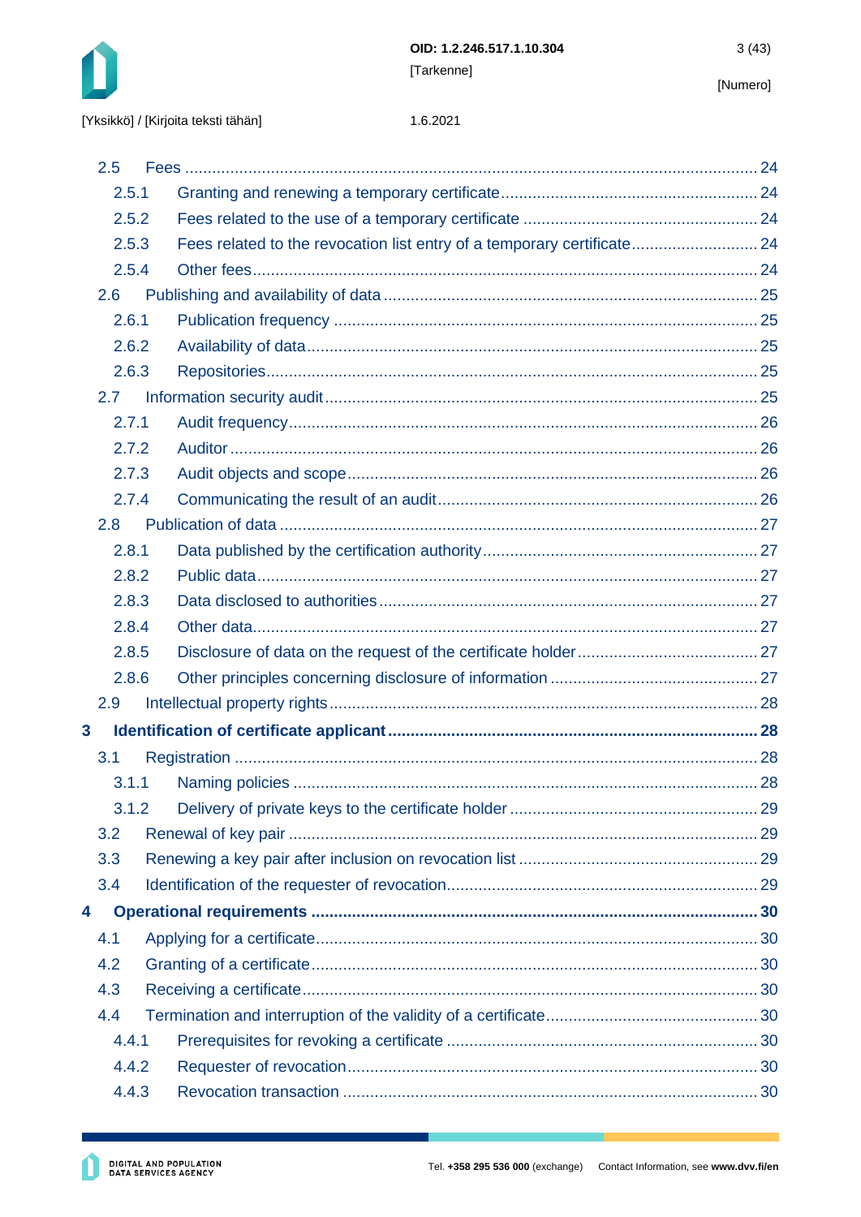- 2.5 Fees ..... 24
  - 2.5.1 Granting and renewing a temporary certificate ..... 24
  - 2.5.2 Fees related to the use of a temporary certificate ..... 24
  - 2.5.3 Fees related to the revocation list entry of a temporary certificate ..... 24
  - 2.5.4 Other fees ..... 24
- 2.6 Publishing and availability of data ..... 25
  - 2.6.1 Publication frequency ..... 25
  - 2.6.2 Availability of data ..... 25
  - 2.6.3 Repositories ..... 25
- 2.7 Information security audit ..... 25
  - 2.7.1 Audit frequency ..... 26
  - 2.7.2 Auditor ..... 26
  - 2.7.3 Audit objects and scope ..... 26
  - 2.7.4 Communicating the result of an audit ..... 26
- 2.8 Publication of data ..... 27
  - 2.8.1 Data published by the certification authority ..... 27
  - 2.8.2 Public data ..... 27
  - 2.8.3 Data disclosed to authorities ..... 27
  - 2.8.4 Other data ..... 27
  - 2.8.5 Disclosure of data on the request of the certificate holder ..... 27
  - 2.8.6 Other principles concerning disclosure of information ..... 27
- 2.9 Intellectual property rights ..... 28

**3 Identification of certificate applicant ..... 28**

- 3.1 Registration ..... 28
  - 3.1.1 Naming policies ..... 28
  - 3.1.2 Delivery of private keys to the certificate holder ..... 29
- 3.2 Renewal of key pair ..... 29
- 3.3 Renewing a key pair after inclusion on revocation list ..... 29
- 3.4 Identification of the requester of revocation ..... 29

**4 Operational requirements ..... 30**

- 4.1 Applying for a certificate ..... 30
- 4.2 Granting of a certificate ..... 30
- 4.3 Receiving a certificate ..... 30
- 4.4 Termination and interruption of the validity of a certificate ..... 30
  - 4.4.1 Prerequisites for revoking a certificate ..... 30
  - 4.4.2 Requester of revocation ..... 30
  - 4.4.3 Revocation transaction ..... 30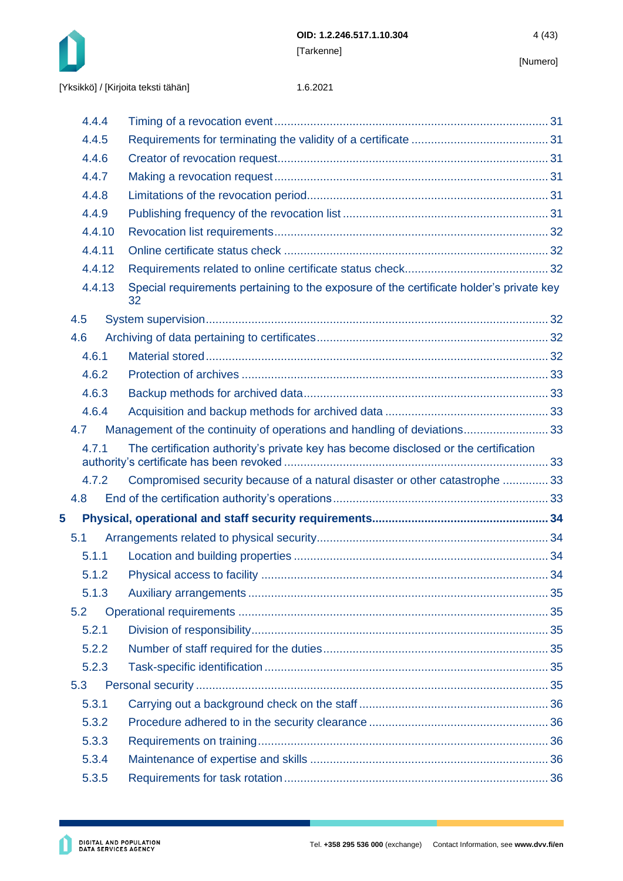4.4.4 Timing of a revocation event ..... 31
4.4.5 Requirements for terminating the validity of a certificate ..... 31
4.4.6 Creator of revocation request ..... 31
4.4.7 Making a revocation request ..... 31
4.4.8 Limitations of the revocation period ..... 31
4.4.9 Publishing frequency of the revocation list ..... 31
4.4.10 Revocation list requirements ..... 32
4.4.11 Online certificate status check ..... 32
4.4.12 Requirements related to online certificate status check ..... 32
4.4.13 Special requirements pertaining to the exposure of the certificate holder's private key 32

4.5 System supervision ..... 32
4.6 Archiving of data pertaining to certificates ..... 32
4.6.1 Material stored ..... 32
4.6.2 Protection of archives ..... 33
4.6.3 Backup methods for archived data ..... 33
4.6.4 Acquisition and backup methods for archived data ..... 33

4.7 Management of the continuity of operations and handling of deviations ..... 33
4.7.1 The certification authority's private key has become disclosed or the certification authority's certificate has been revoked ..... 33
4.7.2 Compromised security because of a natural disaster or other catastrophe ..... 33

4.8 End of the certification authority's operations ..... 33

**5 Physical, operational and staff security requirements ..... 34**

5.1 Arrangements related to physical security ..... 34
5.1.1 Location and building properties ..... 34
5.1.2 Physical access to facility ..... 34
5.1.3 Auxiliary arrangements ..... 35

5.2 Operational requirements ..... 35
5.2.1 Division of responsibility ..... 35
5.2.2 Number of staff required for the duties ..... 35
5.2.3 Task-specific identification ..... 35

5.3 Personal security ..... 35
5.3.1 Carrying out a background check on the staff ..... 36
5.3.2 Procedure adhered to in the security clearance ..... 36
5.3.3 Requirements on training ..... 36
5.3.4 Maintenance of expertise and skills ..... 36
5.3.5 Requirements for task rotation ..... 36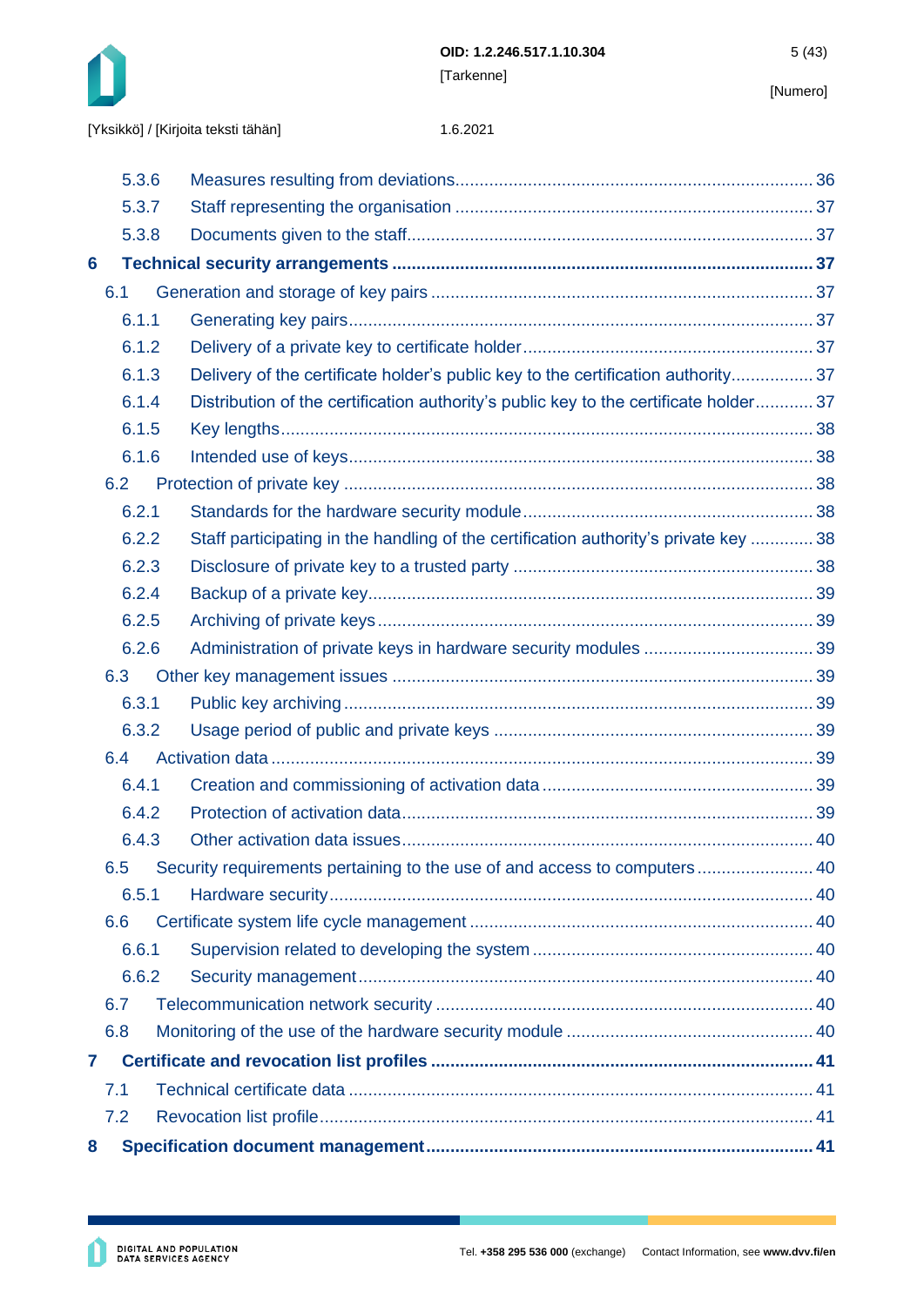5.3.6 Measures resulting from deviations ........ 36
5.3.7 Staff representing the organisation ........ 37
5.3.8 Documents given to the staff ........ 37

**6 Technical security arrangements ........ 37**

6.1 Generation and storage of key pairs ........ 37
6.1.1 Generating key pairs ........ 37
6.1.2 Delivery of a private key to certificate holder ........ 37
6.1.3 Delivery of the certificate holder's public key to the certification authority ........ 37
6.1.4 Distribution of the certification authority's public key to the certificate holder ........ 37
6.1.5 Key lengths ........ 38
6.1.6 Intended use of keys ........ 38
6.2 Protection of private key ........ 38
6.2.1 Standards for the hardware security module ........ 38
6.2.2 Staff participating in the handling of the certification authority's private key ........ 38
6.2.3 Disclosure of private key to a trusted party ........ 38
6.2.4 Backup of a private key ........ 39
6.2.5 Archiving of private keys ........ 39
6.2.6 Administration of private keys in hardware security modules ........ 39
6.3 Other key management issues ........ 39
6.3.1 Public key archiving ........ 39
6.3.2 Usage period of public and private keys ........ 39
6.4 Activation data ........ 39
6.4.1 Creation and commissioning of activation data ........ 39
6.4.2 Protection of activation data ........ 39
6.4.3 Other activation data issues ........ 40
6.5 Security requirements pertaining to the use of and access to computers ........ 40
6.5.1 Hardware security ........ 40
6.6 Certificate system life cycle management ........ 40
6.6.1 Supervision related to developing the system ........ 40
6.6.2 Security management ........ 40
6.7 Telecommunication network security ........ 40
6.8 Monitoring of the use of the hardware security module ........ 40

**7 Certificate and revocation list profiles ........ 41**

7.1 Technical certificate data ........ 41
7.2 Revocation list profile ........ 41

**8 Specification document management ........ 41**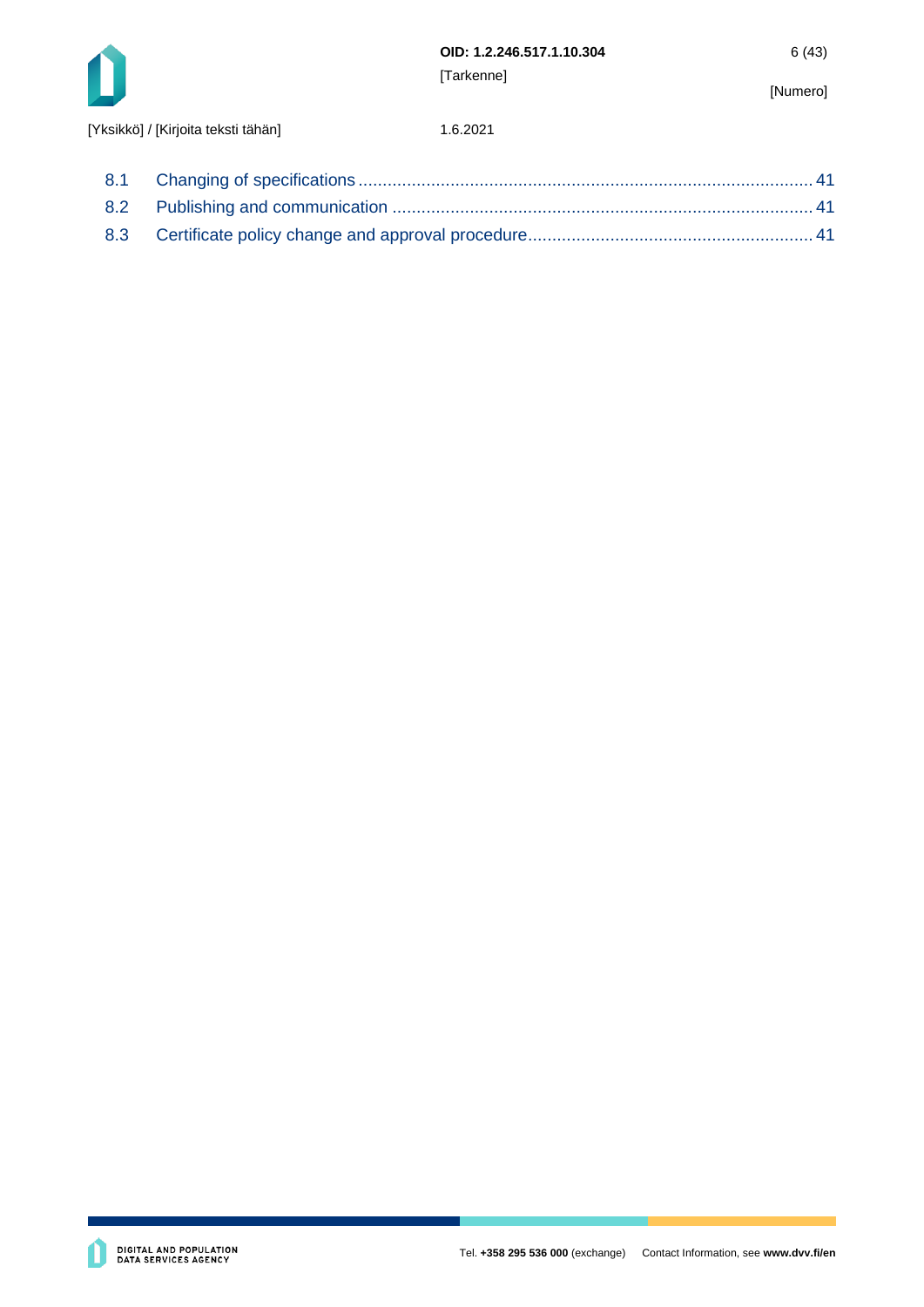8.1 Changing of specifications ........................................................................................ 41

8.2 Publishing and communication ................................................................................ 41

8.3 Certificate policy change and approval procedure..................................................... 41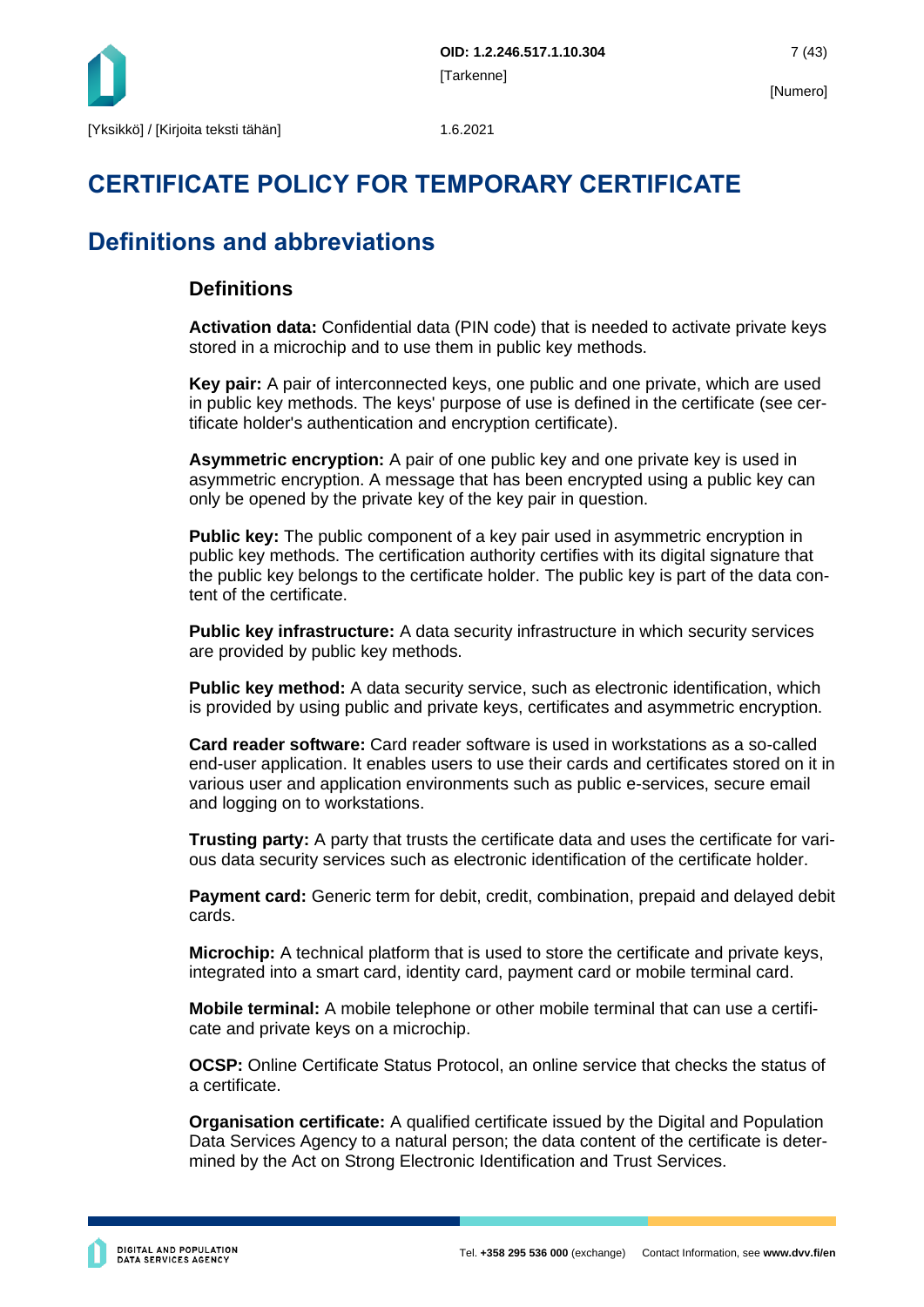# CERTIFICATE POLICY FOR TEMPORARY CERTIFICATE

## Definitions and abbreviations

### Definitions

**Activation data:** Confidential data (PIN code) that is needed to activate private keys stored in a microchip and to use them in public key methods.

**Key pair:** A pair of interconnected keys, one public and one private, which are used in public key methods. The keys' purpose of use is defined in the certificate (see certificate holder's authentication and encryption certificate).

**Asymmetric encryption:** A pair of one public key and one private key is used in asymmetric encryption. A message that has been encrypted using a public key can only be opened by the private key of the key pair in question.

**Public key:** The public component of a key pair used in asymmetric encryption in public key methods. The certification authority certifies with its digital signature that the public key belongs to the certificate holder. The public key is part of the data content of the certificate.

**Public key infrastructure:** A data security infrastructure in which security services are provided by public key methods.

**Public key method:** A data security service, such as electronic identification, which is provided by using public and private keys, certificates and asymmetric encryption.

**Card reader software:** Card reader software is used in workstations as a so-called end-user application. It enables users to use their cards and certificates stored on it in various user and application environments such as public e-services, secure email and logging on to workstations.

**Trusting party:** A party that trusts the certificate data and uses the certificate for various data security services such as electronic identification of the certificate holder.

**Payment card:** Generic term for debit, credit, combination, prepaid and delayed debit cards.

**Microchip:** A technical platform that is used to store the certificate and private keys, integrated into a smart card, identity card, payment card or mobile terminal card.

**Mobile terminal:** A mobile telephone or other mobile terminal that can use a certificate and private keys on a microchip.

**OCSP:** Online Certificate Status Protocol, an online service that checks the status of a certificate.

**Organisation certificate:** A qualified certificate issued by the Digital and Population Data Services Agency to a natural person; the data content of the certificate is determined by the Act on Strong Electronic Identification and Trust Services.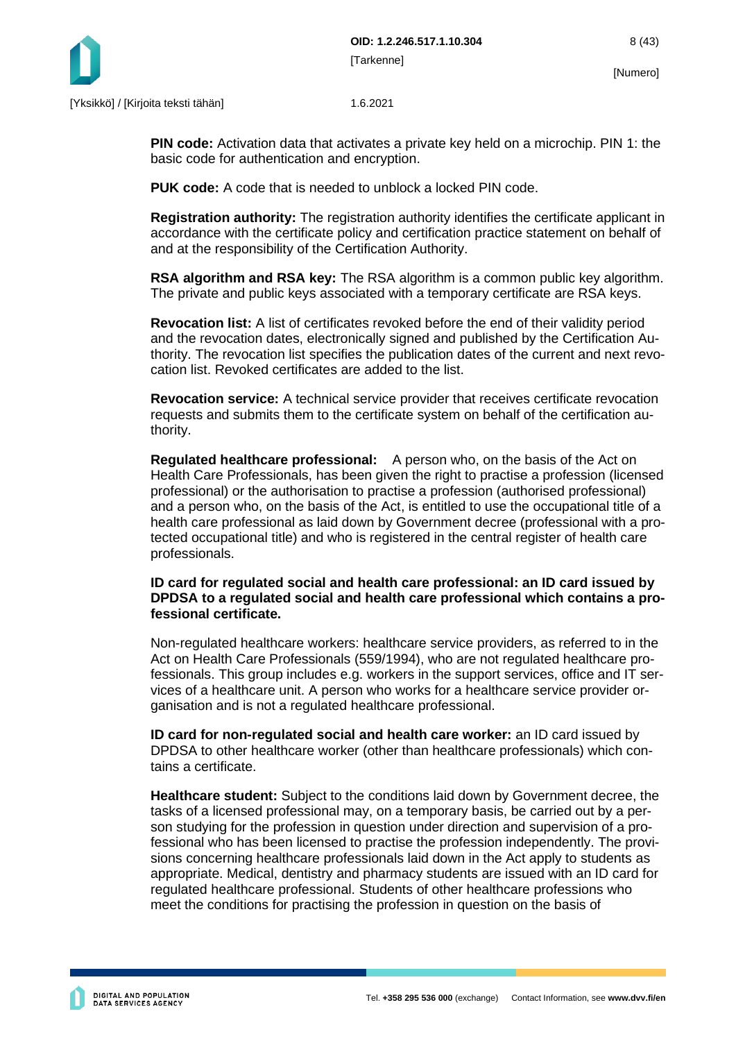**PIN code:** Activation data that activates a private key held on a microchip. PIN 1: the basic code for authentication and encryption.

**PUK code:** A code that is needed to unblock a locked PIN code.

**Registration authority:** The registration authority identifies the certificate applicant in accordance with the certificate policy and certification practice statement on behalf of and at the responsibility of the Certification Authority.

**RSA algorithm and RSA key:** The RSA algorithm is a common public key algorithm. The private and public keys associated with a temporary certificate are RSA keys.

**Revocation list:** A list of certificates revoked before the end of their validity period and the revocation dates, electronically signed and published by the Certification Authority. The revocation list specifies the publication dates of the current and next revocation list. Revoked certificates are added to the list.

**Revocation service:** A technical service provider that receives certificate revocation requests and submits them to the certificate system on behalf of the certification authority.

**Regulated healthcare professional:** A person who, on the basis of the Act on Health Care Professionals, has been given the right to practise a profession (licensed professional) or the authorisation to practise a profession (authorised professional) and a person who, on the basis of the Act, is entitled to use the occupational title of a health care professional as laid down by Government decree (professional with a protected occupational title) and who is registered in the central register of health care professionals.

**ID card for regulated social and health care professional: an ID card issued by DPDSA to a regulated social and health care professional which contains a professional certificate.**

Non-regulated healthcare workers: healthcare service providers, as referred to in the Act on Health Care Professionals (559/1994), who are not regulated healthcare professionals. This group includes e.g. workers in the support services, office and IT services of a healthcare unit. A person who works for a healthcare service provider organisation and is not a regulated healthcare professional.

**ID card for non-regulated social and health care worker:** an ID card issued by DPDSA to other healthcare worker (other than healthcare professionals) which contains a certificate.

**Healthcare student:** Subject to the conditions laid down by Government decree, the tasks of a licensed professional may, on a temporary basis, be carried out by a person studying for the profession in question under direction and supervision of a professional who has been licensed to practise the profession independently. The provisions concerning healthcare professionals laid down in the Act apply to students as appropriate. Medical, dentistry and pharmacy students are issued with an ID card for regulated healthcare professional. Students of other healthcare professions who meet the conditions for practising the profession in question on the basis of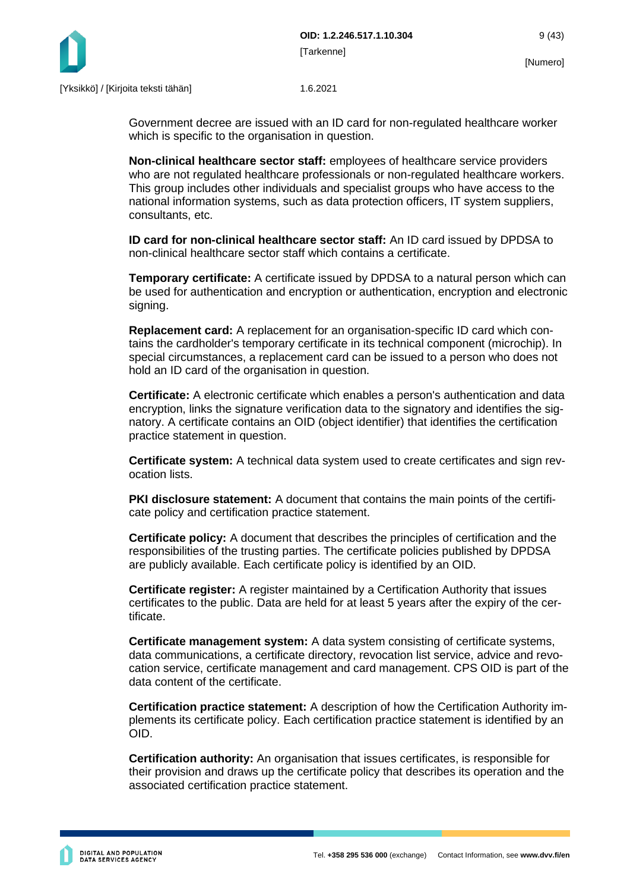Government decree are issued with an ID card for non-regulated healthcare worker which is specific to the organisation in question.

**Non-clinical healthcare sector staff:** employees of healthcare service providers who are not regulated healthcare professionals or non-regulated healthcare workers. This group includes other individuals and specialist groups who have access to the national information systems, such as data protection officers, IT system suppliers, consultants, etc.

**ID card for non-clinical healthcare sector staff:** An ID card issued by DPDSA to non-clinical healthcare sector staff which contains a certificate.

**Temporary certificate:** A certificate issued by DPDSA to a natural person which can be used for authentication and encryption or authentication, encryption and electronic signing.

**Replacement card:** A replacement for an organisation-specific ID card which contains the cardholder's temporary certificate in its technical component (microchip). In special circumstances, a replacement card can be issued to a person who does not hold an ID card of the organisation in question.

**Certificate:** A electronic certificate which enables a person's authentication and data encryption, links the signature verification data to the signatory and identifies the signatory. A certificate contains an OID (object identifier) that identifies the certification practice statement in question.

**Certificate system:** A technical data system used to create certificates and sign revocation lists.

**PKI disclosure statement:** A document that contains the main points of the certificate policy and certification practice statement.

**Certificate policy:** A document that describes the principles of certification and the responsibilities of the trusting parties. The certificate policies published by DPDSA are publicly available. Each certificate policy is identified by an OID.

**Certificate register:** A register maintained by a Certification Authority that issues certificates to the public. Data are held for at least 5 years after the expiry of the certificate.

**Certificate management system:** A data system consisting of certificate systems, data communications, a certificate directory, revocation list service, advice and revocation service, certificate management and card management. CPS OID is part of the data content of the certificate.

**Certification practice statement:** A description of how the Certification Authority implements its certificate policy. Each certification practice statement is identified by an OID.

**Certification authority:** An organisation that issues certificates, is responsible for their provision and draws up the certificate policy that describes its operation and the associated certification practice statement.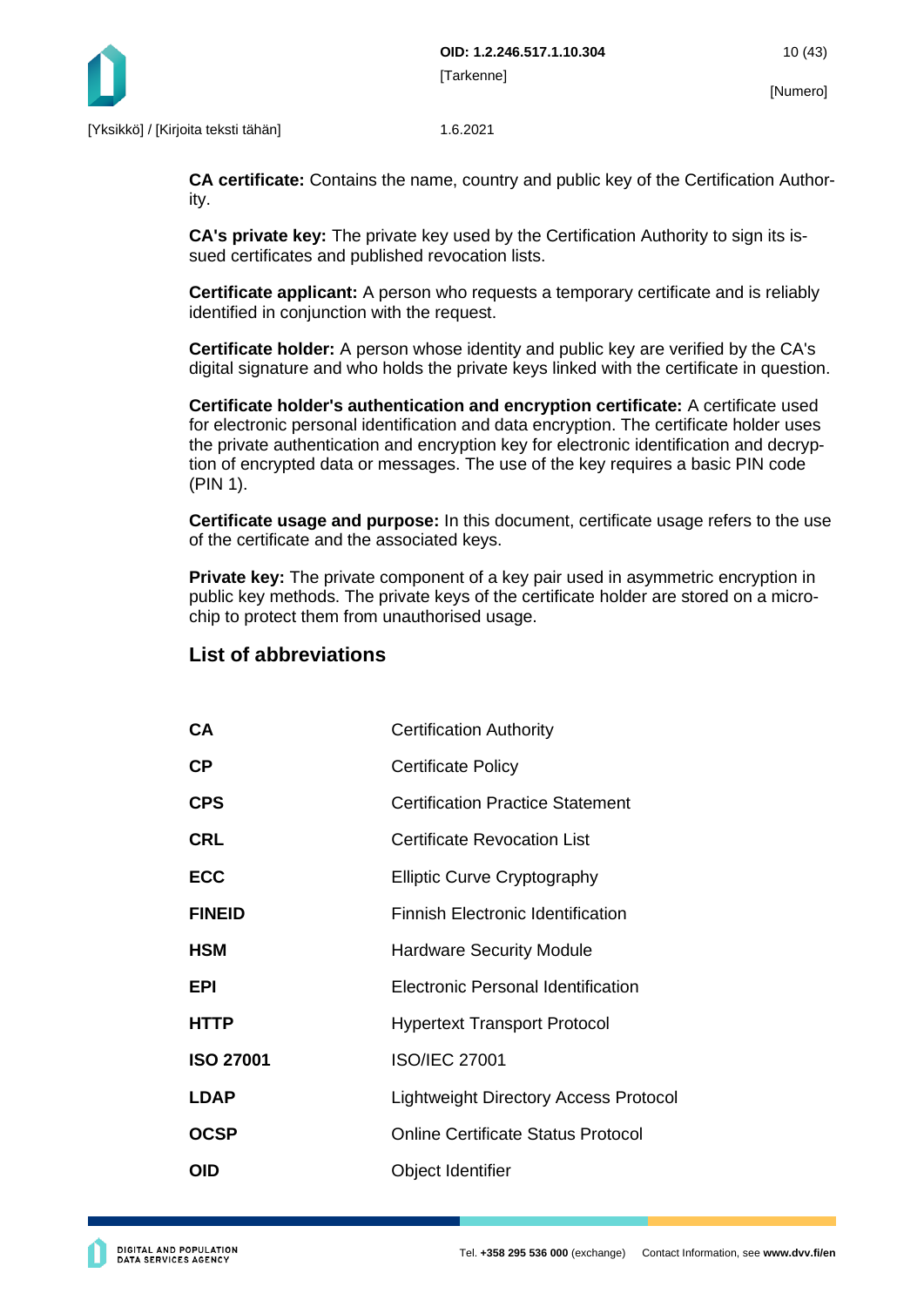**CA certificate:** Contains the name, country and public key of the Certification Authority.

**CA's private key:** The private key used by the Certification Authority to sign its issued certificates and published revocation lists.

**Certificate applicant:** A person who requests a temporary certificate and is reliably identified in conjunction with the request.

**Certificate holder:** A person whose identity and public key are verified by the CA's digital signature and who holds the private keys linked with the certificate in question.

**Certificate holder's authentication and encryption certificate:** A certificate used for electronic personal identification and data encryption. The certificate holder uses the private authentication and encryption key for electronic identification and decryption of encrypted data or messages. The use of the key requires a basic PIN code (PIN 1).

**Certificate usage and purpose:** In this document, certificate usage refers to the use of the certificate and the associated keys.

**Private key:** The private component of a key pair used in asymmetric encryption in public key methods. The private keys of the certificate holder are stored on a microchip to protect them from unauthorised usage.

## List of abbreviations

| | |
|---|---|
| **CA** | Certification Authority |
| **CP** | Certificate Policy |
| **CPS** | Certification Practice Statement |
| **CRL** | Certificate Revocation List |
| **ECC** | Elliptic Curve Cryptography |
| **FINEID** | Finnish Electronic Identification |
| **HSM** | Hardware Security Module |
| **EPI** | Electronic Personal Identification |
| **HTTP** | Hypertext Transport Protocol |
| **ISO 27001** | ISO/IEC 27001 |
| **LDAP** | Lightweight Directory Access Protocol |
| **OCSP** | Online Certificate Status Protocol |
| **OID** | Object Identifier |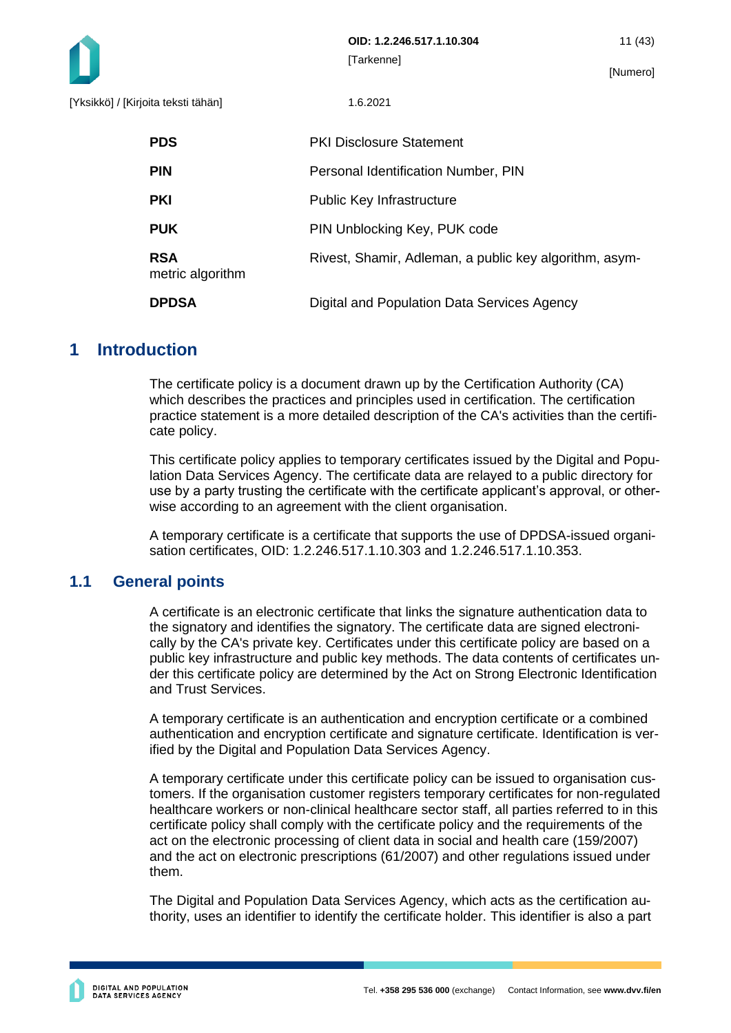| | |
|---|---|
| **PDS** | PKI Disclosure Statement |
| **PIN** | Personal Identification Number, PIN |
| **PKI** | Public Key Infrastructure |
| **PUK** | PIN Unblocking Key, PUK code |
| **RSA** | Rivest, Shamir, Adleman, a public key algorithm, asymmetric algorithm |
| **DPDSA** | Digital and Population Data Services Agency |

# 1 Introduction

The certificate policy is a document drawn up by the Certification Authority (CA) which describes the practices and principles used in certification. The certification practice statement is a more detailed description of the CA's activities than the certificate policy.

This certificate policy applies to temporary certificates issued by the Digital and Population Data Services Agency. The certificate data are relayed to a public directory for use by a party trusting the certificate with the certificate applicant's approval, or otherwise according to an agreement with the client organisation.

A temporary certificate is a certificate that supports the use of DPDSA-issued organisation certificates, OID: 1.2.246.517.1.10.303 and 1.2.246.517.1.10.353.

## 1.1 General points

A certificate is an electronic certificate that links the signature authentication data to the signatory and identifies the signatory. The certificate data are signed electronically by the CA's private key. Certificates under this certificate policy are based on a public key infrastructure and public key methods. The data contents of certificates under this certificate policy are determined by the Act on Strong Electronic Identification and Trust Services.

A temporary certificate is an authentication and encryption certificate or a combined authentication and encryption certificate and signature certificate. Identification is verified by the Digital and Population Data Services Agency.

A temporary certificate under this certificate policy can be issued to organisation customers. If the organisation customer registers temporary certificates for non-regulated healthcare workers or non-clinical healthcare sector staff, all parties referred to in this certificate policy shall comply with the certificate policy and the requirements of the act on the electronic processing of client data in social and health care (159/2007) and the act on electronic prescriptions (61/2007) and other regulations issued under them.

The Digital and Population Data Services Agency, which acts as the certification authority, uses an identifier to identify the certificate holder. This identifier is also a part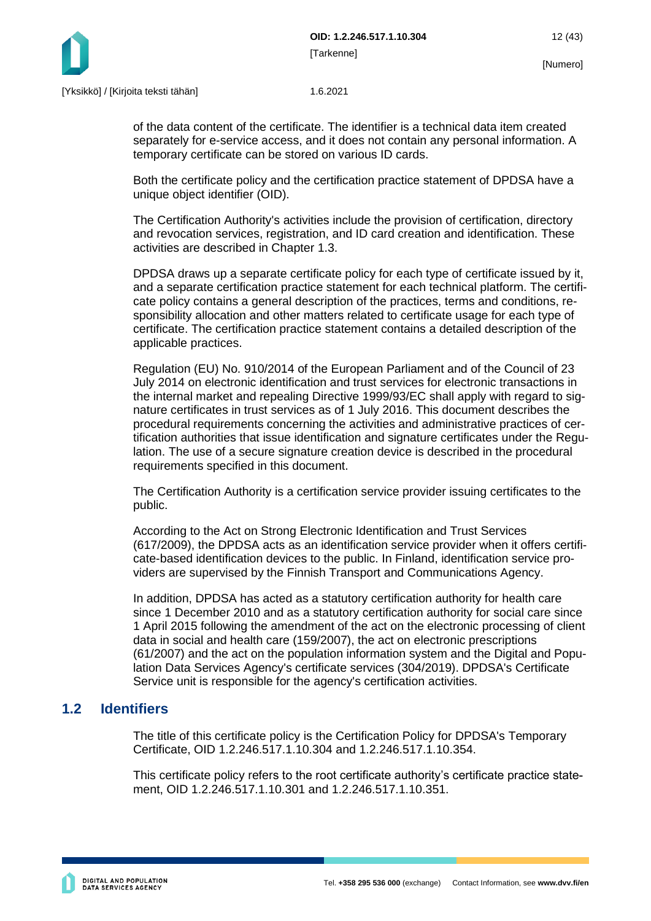of the data content of the certificate. The identifier is a technical data item created separately for e-service access, and it does not contain any personal information. A temporary certificate can be stored on various ID cards.

Both the certificate policy and the certification practice statement of DPDSA have a unique object identifier (OID).

The Certification Authority's activities include the provision of certification, directory and revocation services, registration, and ID card creation and identification. These activities are described in Chapter 1.3.

DPDSA draws up a separate certificate policy for each type of certificate issued by it, and a separate certification practice statement for each technical platform. The certificate policy contains a general description of the practices, terms and conditions, responsibility allocation and other matters related to certificate usage for each type of certificate. The certification practice statement contains a detailed description of the applicable practices.

Regulation (EU) No. 910/2014 of the European Parliament and of the Council of 23 July 2014 on electronic identification and trust services for electronic transactions in the internal market and repealing Directive 1999/93/EC shall apply with regard to signature certificates in trust services as of 1 July 2016. This document describes the procedural requirements concerning the activities and administrative practices of certification authorities that issue identification and signature certificates under the Regulation. The use of a secure signature creation device is described in the procedural requirements specified in this document.

The Certification Authority is a certification service provider issuing certificates to the public.

According to the Act on Strong Electronic Identification and Trust Services (617/2009), the DPDSA acts as an identification service provider when it offers certificate-based identification devices to the public. In Finland, identification service providers are supervised by the Finnish Transport and Communications Agency.

In addition, DPDSA has acted as a statutory certification authority for health care since 1 December 2010 and as a statutory certification authority for social care since 1 April 2015 following the amendment of the act on the electronic processing of client data in social and health care (159/2007), the act on electronic prescriptions (61/2007) and the act on the population information system and the Digital and Population Data Services Agency's certificate services (304/2019). DPDSA's Certificate Service unit is responsible for the agency's certification activities.

## 1.2 Identifiers

The title of this certificate policy is the Certification Policy for DPDSA's Temporary Certificate, OID 1.2.246.517.1.10.304 and 1.2.246.517.1.10.354.

This certificate policy refers to the root certificate authority's certificate practice statement, OID 1.2.246.517.1.10.301 and 1.2.246.517.1.10.351.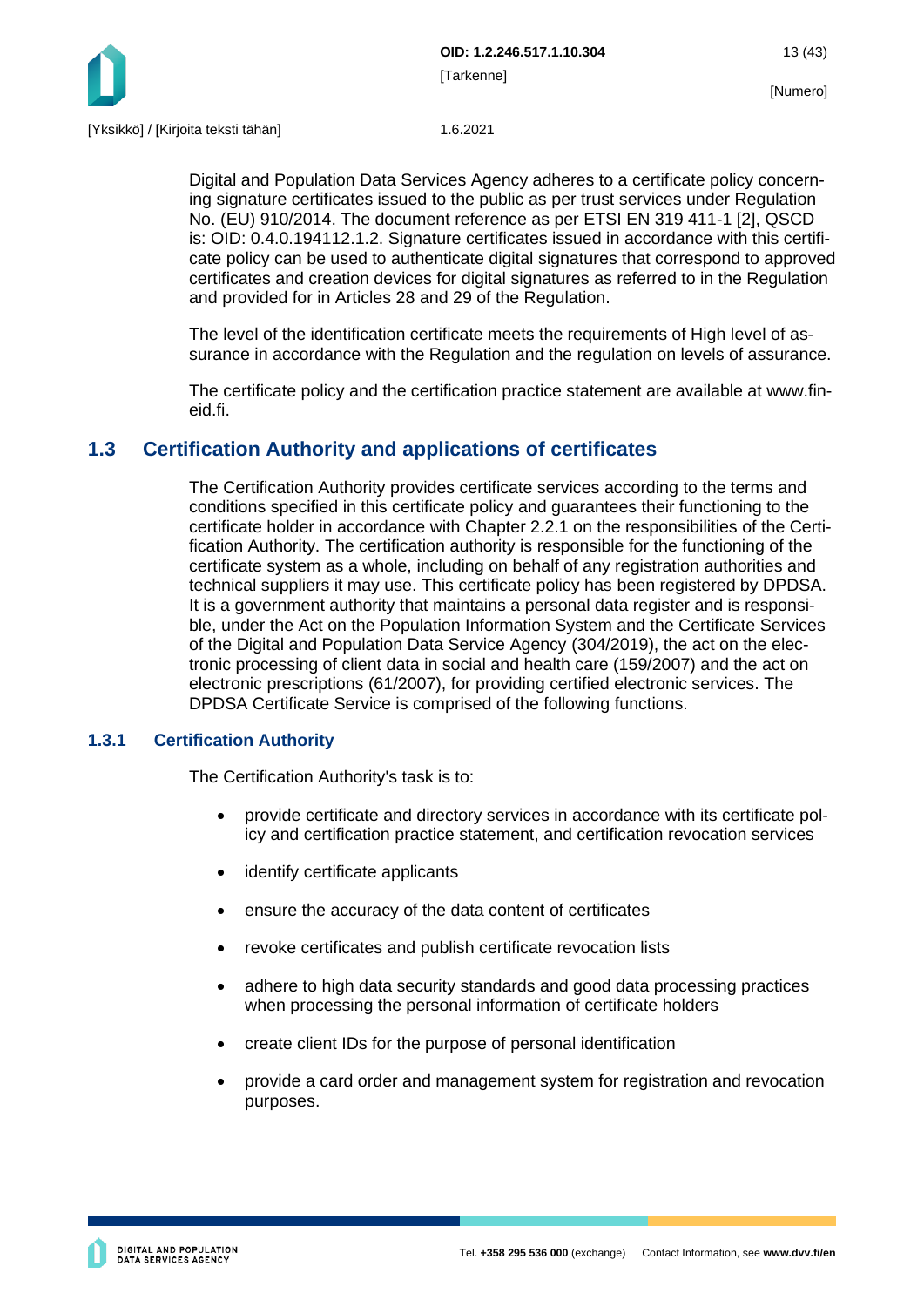Digital and Population Data Services Agency adheres to a certificate policy concerning signature certificates issued to the public as per trust services under Regulation No. (EU) 910/2014. The document reference as per ETSI EN 319 411-1 [2], QSCD is: OID: 0.4.0.194112.1.2. Signature certificates issued in accordance with this certificate policy can be used to authenticate digital signatures that correspond to approved certificates and creation devices for digital signatures as referred to in the Regulation and provided for in Articles 28 and 29 of the Regulation.

The level of the identification certificate meets the requirements of High level of assurance in accordance with the Regulation and the regulation on levels of assurance.

The certificate policy and the certification practice statement are available at www.fineid.fi.

## 1.3 Certification Authority and applications of certificates

The Certification Authority provides certificate services according to the terms and conditions specified in this certificate policy and guarantees their functioning to the certificate holder in accordance with Chapter 2.2.1 on the responsibilities of the Certification Authority. The certification authority is responsible for the functioning of the certificate system as a whole, including on behalf of any registration authorities and technical suppliers it may use. This certificate policy has been registered by DPDSA. It is a government authority that maintains a personal data register and is responsible, under the Act on the Population Information System and the Certificate Services of the Digital and Population Data Service Agency (304/2019), the act on the electronic processing of client data in social and health care (159/2007) and the act on electronic prescriptions (61/2007), for providing certified electronic services. The DPDSA Certificate Service is comprised of the following functions.

### 1.3.1 Certification Authority

The Certification Authority's task is to:

- provide certificate and directory services in accordance with its certificate policy and certification practice statement, and certification revocation services
- identify certificate applicants
- ensure the accuracy of the data content of certificates
- revoke certificates and publish certificate revocation lists
- adhere to high data security standards and good data processing practices when processing the personal information of certificate holders
- create client IDs for the purpose of personal identification
- provide a card order and management system for registration and revocation purposes.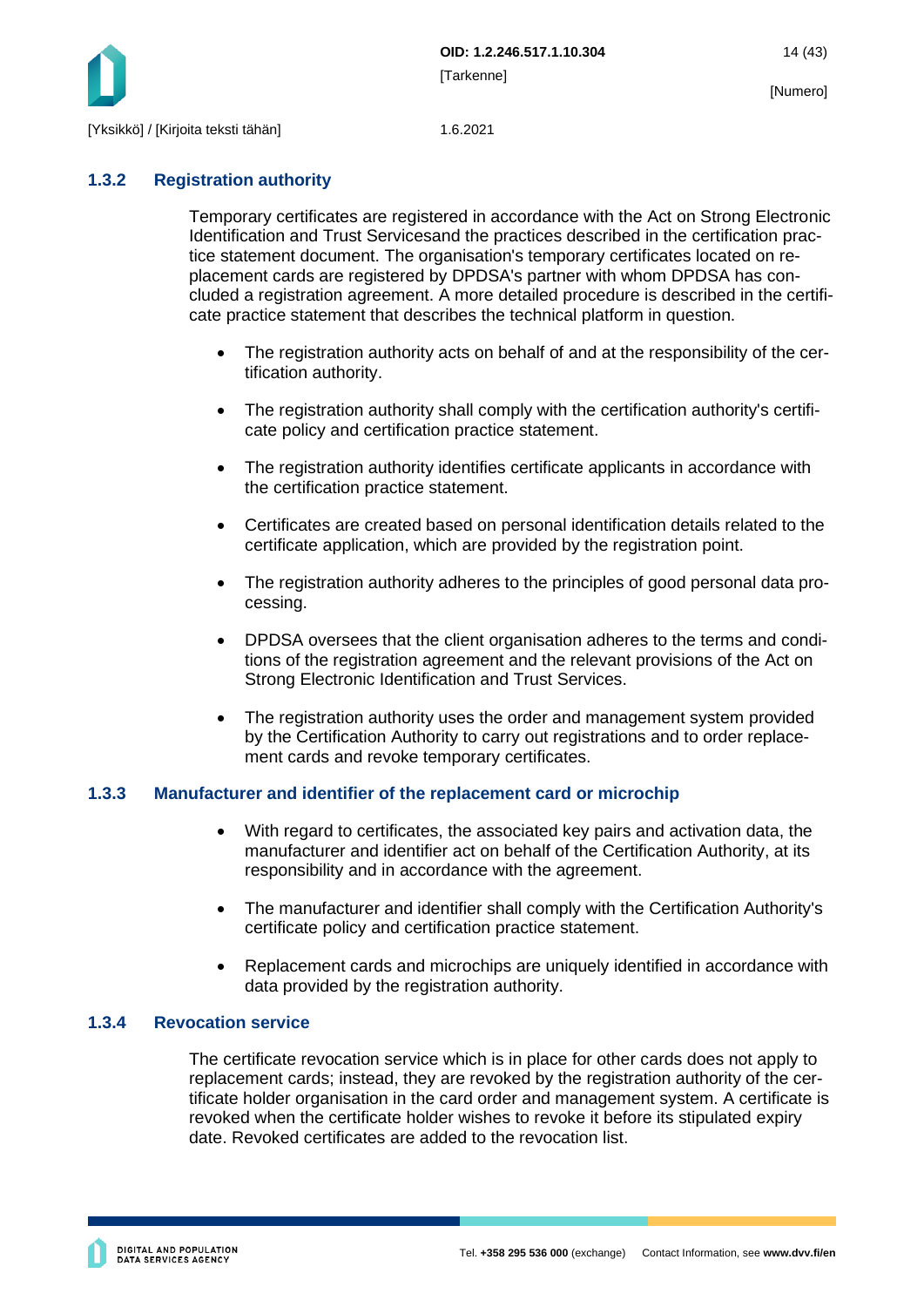### 1.3.2 Registration authority

Temporary certificates are registered in accordance with the Act on Strong Electronic Identification and Trust Servicesand the practices described in the certification practice statement document. The organisation's temporary certificates located on replacement cards are registered by DPDSA's partner with whom DPDSA has concluded a registration agreement. A more detailed procedure is described in the certificate practice statement that describes the technical platform in question.

- The registration authority acts on behalf of and at the responsibility of the certification authority.
- The registration authority shall comply with the certification authority's certificate policy and certification practice statement.
- The registration authority identifies certificate applicants in accordance with the certification practice statement.
- Certificates are created based on personal identification details related to the certificate application, which are provided by the registration point.
- The registration authority adheres to the principles of good personal data processing.
- DPDSA oversees that the client organisation adheres to the terms and conditions of the registration agreement and the relevant provisions of the Act on Strong Electronic Identification and Trust Services.
- The registration authority uses the order and management system provided by the Certification Authority to carry out registrations and to order replacement cards and revoke temporary certificates.

### 1.3.3 Manufacturer and identifier of the replacement card or microchip

- With regard to certificates, the associated key pairs and activation data, the manufacturer and identifier act on behalf of the Certification Authority, at its responsibility and in accordance with the agreement.
- The manufacturer and identifier shall comply with the Certification Authority's certificate policy and certification practice statement.
- Replacement cards and microchips are uniquely identified in accordance with data provided by the registration authority.

### 1.3.4 Revocation service

The certificate revocation service which is in place for other cards does not apply to replacement cards; instead, they are revoked by the registration authority of the certificate holder organisation in the card order and management system. A certificate is revoked when the certificate holder wishes to revoke it before its stipulated expiry date. Revoked certificates are added to the revocation list.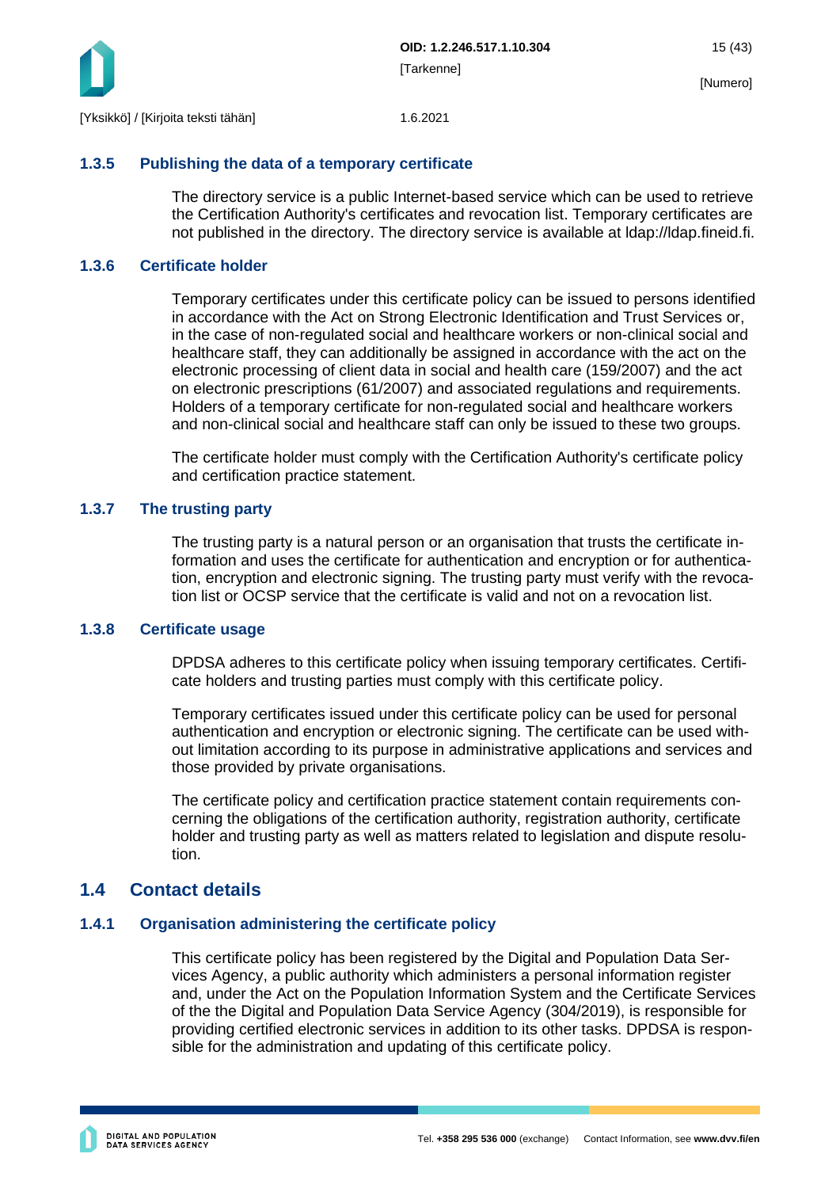### 1.3.5 Publishing the data of a temporary certificate

The directory service is a public Internet-based service which can be used to retrieve the Certification Authority's certificates and revocation list. Temporary certificates are not published in the directory. The directory service is available at ldap://ldap.fineid.fi.

### 1.3.6 Certificate holder

Temporary certificates under this certificate policy can be issued to persons identified in accordance with the Act on Strong Electronic Identification and Trust Services or, in the case of non-regulated social and healthcare workers or non-clinical social and healthcare staff, they can additionally be assigned in accordance with the act on the electronic processing of client data in social and health care (159/2007) and the act on electronic prescriptions (61/2007) and associated regulations and requirements. Holders of a temporary certificate for non-regulated social and healthcare workers and non-clinical social and healthcare staff can only be issued to these two groups.

The certificate holder must comply with the Certification Authority's certificate policy and certification practice statement.

### 1.3.7 The trusting party

The trusting party is a natural person or an organisation that trusts the certificate information and uses the certificate for authentication and encryption or for authentication, encryption and electronic signing. The trusting party must verify with the revocation list or OCSP service that the certificate is valid and not on a revocation list.

### 1.3.8 Certificate usage

DPDSA adheres to this certificate policy when issuing temporary certificates. Certificate holders and trusting parties must comply with this certificate policy.

Temporary certificates issued under this certificate policy can be used for personal authentication and encryption or electronic signing. The certificate can be used without limitation according to its purpose in administrative applications and services and those provided by private organisations.

The certificate policy and certification practice statement contain requirements concerning the obligations of the certification authority, registration authority, certificate holder and trusting party as well as matters related to legislation and dispute resolution.

## 1.4 Contact details

### 1.4.1 Organisation administering the certificate policy

This certificate policy has been registered by the Digital and Population Data Services Agency, a public authority which administers a personal information register and, under the Act on the Population Information System and the Certificate Services of the the Digital and Population Data Service Agency (304/2019), is responsible for providing certified electronic services in addition to its other tasks. DPDSA is responsible for the administration and updating of this certificate policy.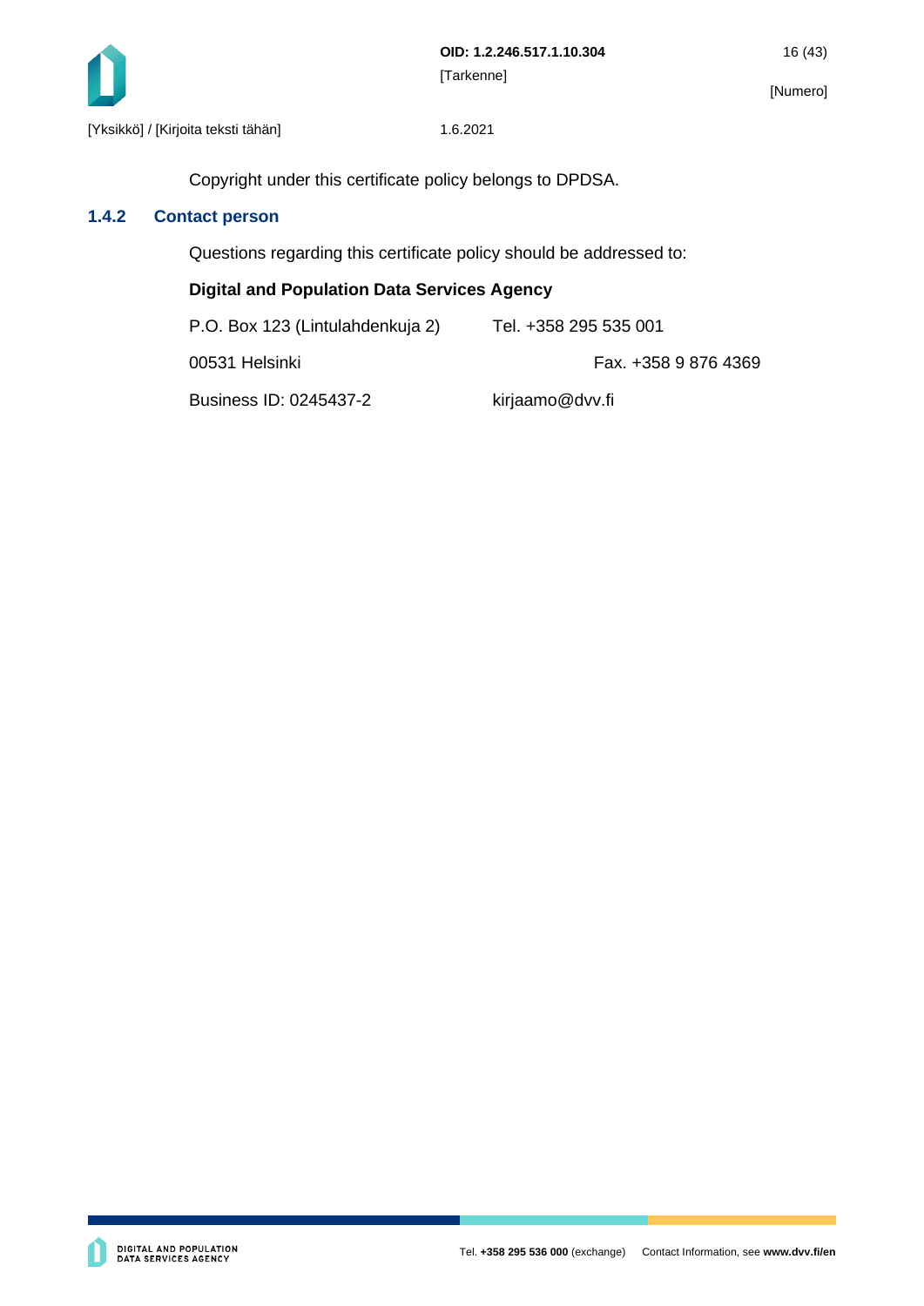Copyright under this certificate policy belongs to DPDSA.

### 1.4.2 Contact person

Questions regarding this certificate policy should be addressed to:

**Digital and Population Data Services Agency**

P.O. Box 123 (Lintulahdenkuja 2) Tel. +358 295 535 001

00531 Helsinki Fax. +358 9 876 4369

Business ID: 0245437-2 kirjaamo@dvv.fi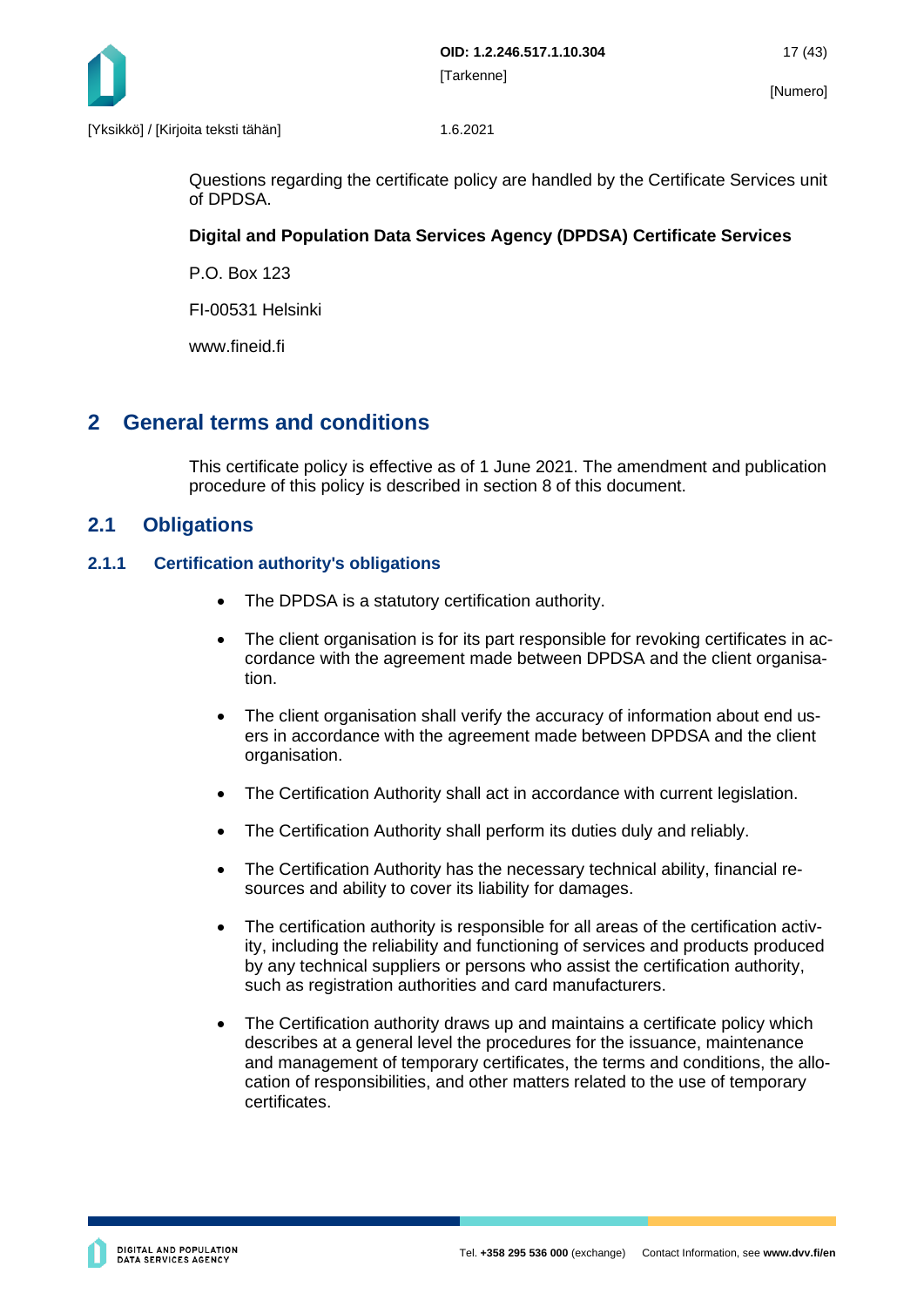Questions regarding the certificate policy are handled by the Certificate Services unit of DPDSA.

**Digital and Population Data Services Agency (DPDSA) Certificate Services**

P.O. Box 123

FI-00531 Helsinki

www.fineid.fi

# 2 General terms and conditions

This certificate policy is effective as of 1 June 2021. The amendment and publication procedure of this policy is described in section 8 of this document.

## 2.1 Obligations

### 2.1.1 Certification authority's obligations

- The DPDSA is a statutory certification authority.
- The client organisation is for its part responsible for revoking certificates in accordance with the agreement made between DPDSA and the client organisation.
- The client organisation shall verify the accuracy of information about end users in accordance with the agreement made between DPDSA and the client organisation.
- The Certification Authority shall act in accordance with current legislation.
- The Certification Authority shall perform its duties duly and reliably.
- The Certification Authority has the necessary technical ability, financial resources and ability to cover its liability for damages.
- The certification authority is responsible for all areas of the certification activity, including the reliability and functioning of services and products produced by any technical suppliers or persons who assist the certification authority, such as registration authorities and card manufacturers.
- The Certification authority draws up and maintains a certificate policy which describes at a general level the procedures for the issuance, maintenance and management of temporary certificates, the terms and conditions, the allocation of responsibilities, and other matters related to the use of temporary certificates.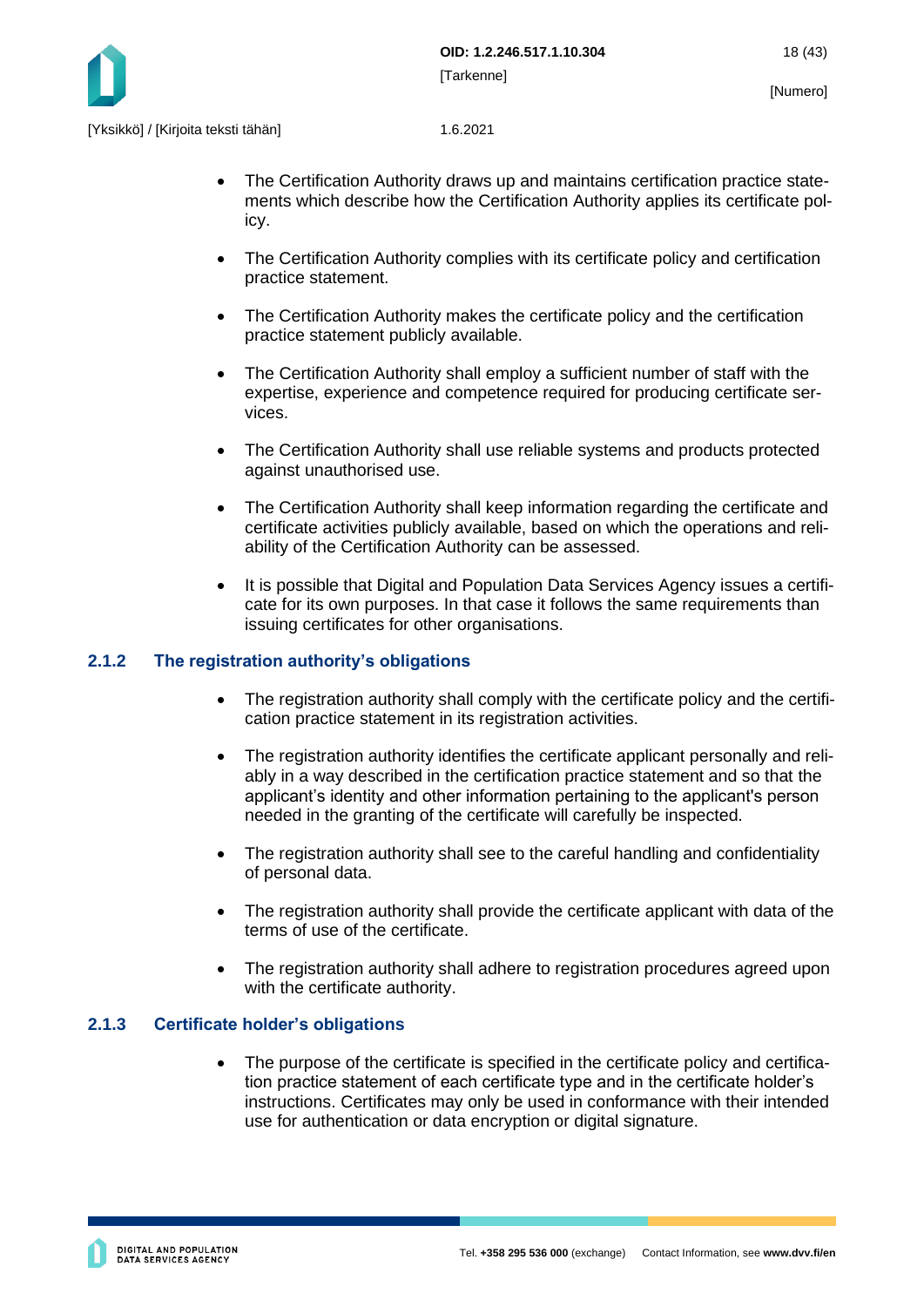- The Certification Authority draws up and maintains certification practice statements which describe how the Certification Authority applies its certificate policy.

- The Certification Authority complies with its certificate policy and certification practice statement.

- The Certification Authority makes the certificate policy and the certification practice statement publicly available.

- The Certification Authority shall employ a sufficient number of staff with the expertise, experience and competence required for producing certificate services.

- The Certification Authority shall use reliable systems and products protected against unauthorised use.

- The Certification Authority shall keep information regarding the certificate and certificate activities publicly available, based on which the operations and reliability of the Certification Authority can be assessed.

- It is possible that Digital and Population Data Services Agency issues a certificate for its own purposes. In that case it follows the same requirements than issuing certificates for other organisations.

### 2.1.2 The registration authority's obligations

- The registration authority shall comply with the certificate policy and the certification practice statement in its registration activities.

- The registration authority identifies the certificate applicant personally and reliably in a way described in the certification practice statement and so that the applicant's identity and other information pertaining to the applicant's person needed in the granting of the certificate will carefully be inspected.

- The registration authority shall see to the careful handling and confidentiality of personal data.

- The registration authority shall provide the certificate applicant with data of the terms of use of the certificate.

- The registration authority shall adhere to registration procedures agreed upon with the certificate authority.

### 2.1.3 Certificate holder's obligations

- The purpose of the certificate is specified in the certificate policy and certification practice statement of each certificate type and in the certificate holder's instructions. Certificates may only be used in conformance with their intended use for authentication or data encryption or digital signature.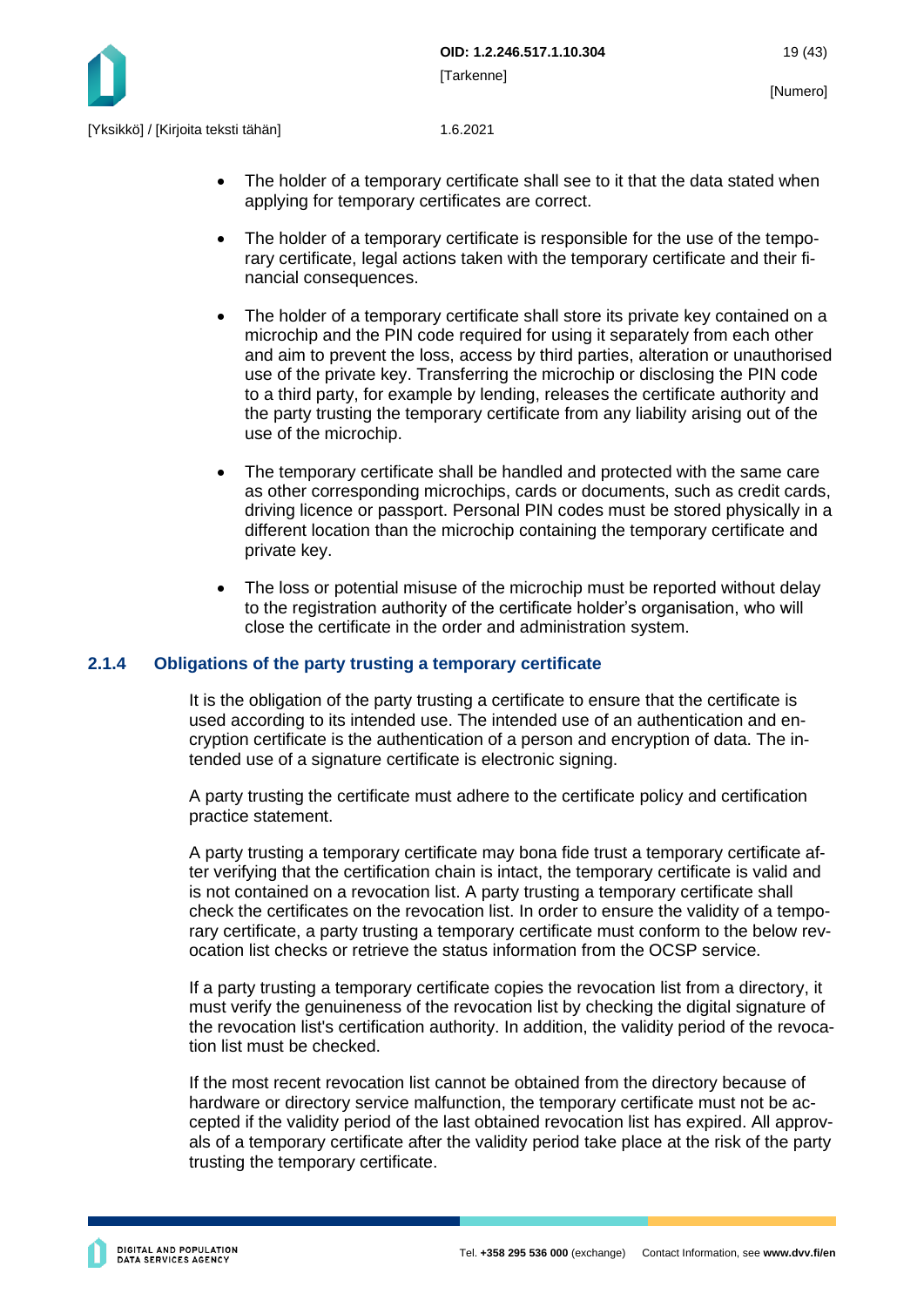- The holder of a temporary certificate shall see to it that the data stated when applying for temporary certificates are correct.

- The holder of a temporary certificate is responsible for the use of the temporary certificate, legal actions taken with the temporary certificate and their financial consequences.

- The holder of a temporary certificate shall store its private key contained on a microchip and the PIN code required for using it separately from each other and aim to prevent the loss, access by third parties, alteration or unauthorised use of the private key. Transferring the microchip or disclosing the PIN code to a third party, for example by lending, releases the certificate authority and the party trusting the temporary certificate from any liability arising out of the use of the microchip.

- The temporary certificate shall be handled and protected with the same care as other corresponding microchips, cards or documents, such as credit cards, driving licence or passport. Personal PIN codes must be stored physically in a different location than the microchip containing the temporary certificate and private key.

- The loss or potential misuse of the microchip must be reported without delay to the registration authority of the certificate holder's organisation, who will close the certificate in the order and administration system.

### 2.1.4 Obligations of the party trusting a temporary certificate

It is the obligation of the party trusting a certificate to ensure that the certificate is used according to its intended use. The intended use of an authentication and encryption certificate is the authentication of a person and encryption of data. The intended use of a signature certificate is electronic signing.

A party trusting the certificate must adhere to the certificate policy and certification practice statement.

A party trusting a temporary certificate may bona fide trust a temporary certificate after verifying that the certification chain is intact, the temporary certificate is valid and is not contained on a revocation list. A party trusting a temporary certificate shall check the certificates on the revocation list. In order to ensure the validity of a temporary certificate, a party trusting a temporary certificate must conform to the below revocation list checks or retrieve the status information from the OCSP service.

If a party trusting a temporary certificate copies the revocation list from a directory, it must verify the genuineness of the revocation list by checking the digital signature of the revocation list's certification authority. In addition, the validity period of the revocation list must be checked.

If the most recent revocation list cannot be obtained from the directory because of hardware or directory service malfunction, the temporary certificate must not be accepted if the validity period of the last obtained revocation list has expired. All approvals of a temporary certificate after the validity period take place at the risk of the party trusting the temporary certificate.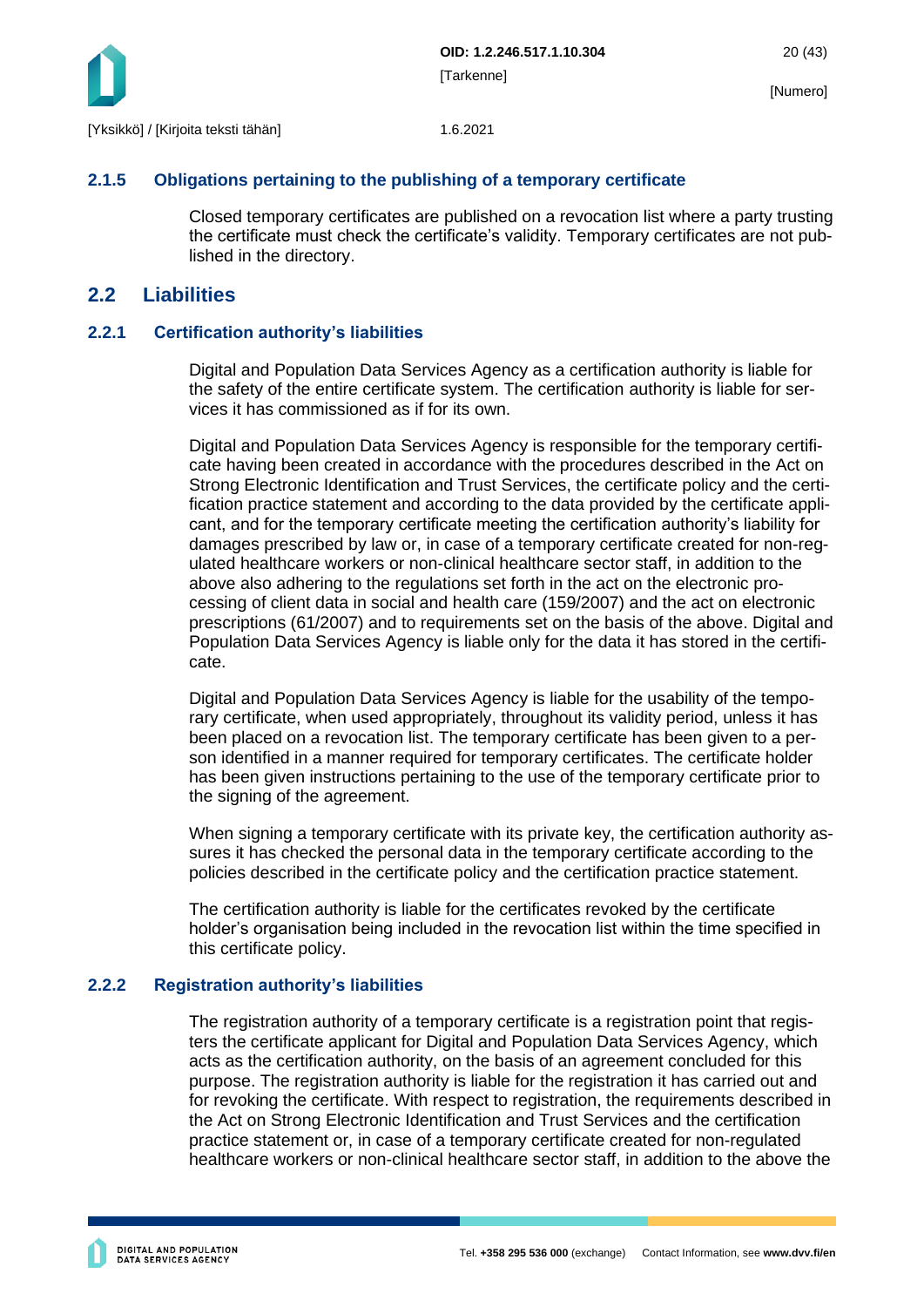### 2.1.5 Obligations pertaining to the publishing of a temporary certificate

Closed temporary certificates are published on a revocation list where a party trusting the certificate must check the certificate's validity. Temporary certificates are not published in the directory.

## 2.2 Liabilities

### 2.2.1 Certification authority's liabilities

Digital and Population Data Services Agency as a certification authority is liable for the safety of the entire certificate system. The certification authority is liable for services it has commissioned as if for its own.

Digital and Population Data Services Agency is responsible for the temporary certificate having been created in accordance with the procedures described in the Act on Strong Electronic Identification and Trust Services, the certificate policy and the certification practice statement and according to the data provided by the certificate applicant, and for the temporary certificate meeting the certification authority's liability for damages prescribed by law or, in case of a temporary certificate created for non-regulated healthcare workers or non-clinical healthcare sector staff, in addition to the above also adhering to the regulations set forth in the act on the electronic processing of client data in social and health care (159/2007) and the act on electronic prescriptions (61/2007) and to requirements set on the basis of the above. Digital and Population Data Services Agency is liable only for the data it has stored in the certificate.

Digital and Population Data Services Agency is liable for the usability of the temporary certificate, when used appropriately, throughout its validity period, unless it has been placed on a revocation list. The temporary certificate has been given to a person identified in a manner required for temporary certificates. The certificate holder has been given instructions pertaining to the use of the temporary certificate prior to the signing of the agreement.

When signing a temporary certificate with its private key, the certification authority assures it has checked the personal data in the temporary certificate according to the policies described in the certificate policy and the certification practice statement.

The certification authority is liable for the certificates revoked by the certificate holder's organisation being included in the revocation list within the time specified in this certificate policy.

### 2.2.2 Registration authority's liabilities

The registration authority of a temporary certificate is a registration point that registers the certificate applicant for Digital and Population Data Services Agency, which acts as the certification authority, on the basis of an agreement concluded for this purpose. The registration authority is liable for the registration it has carried out and for revoking the certificate. With respect to registration, the requirements described in the Act on Strong Electronic Identification and Trust Services and the certification practice statement or, in case of a temporary certificate created for non-regulated healthcare workers or non-clinical healthcare sector staff, in addition to the above the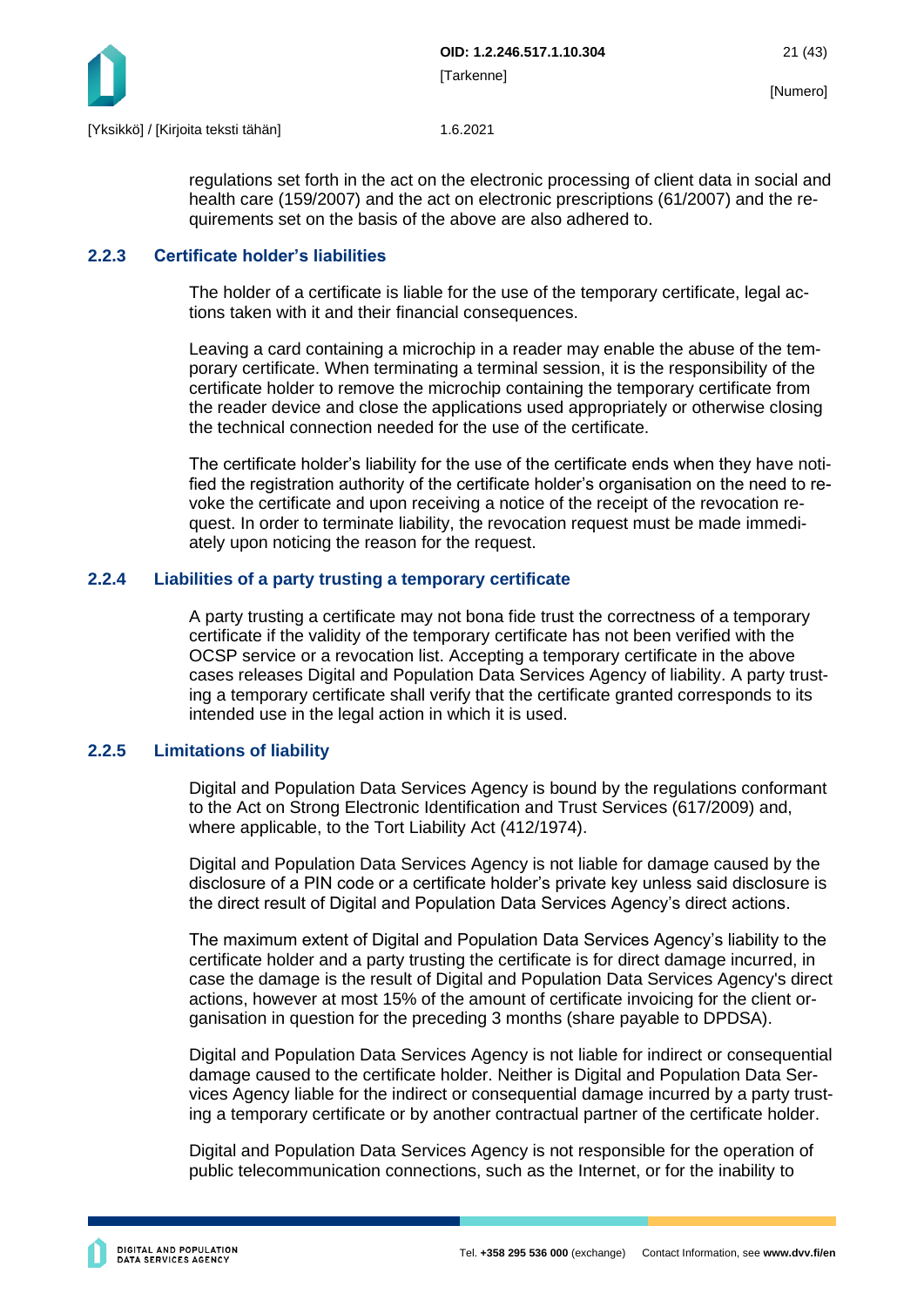regulations set forth in the act on the electronic processing of client data in social and health care (159/2007) and the act on electronic prescriptions (61/2007) and the requirements set on the basis of the above are also adhered to.

### 2.2.3 Certificate holder's liabilities

The holder of a certificate is liable for the use of the temporary certificate, legal actions taken with it and their financial consequences.

Leaving a card containing a microchip in a reader may enable the abuse of the temporary certificate. When terminating a terminal session, it is the responsibility of the certificate holder to remove the microchip containing the temporary certificate from the reader device and close the applications used appropriately or otherwise closing the technical connection needed for the use of the certificate.

The certificate holder's liability for the use of the certificate ends when they have notified the registration authority of the certificate holder's organisation on the need to revoke the certificate and upon receiving a notice of the receipt of the revocation request. In order to terminate liability, the revocation request must be made immediately upon noticing the reason for the request.

### 2.2.4 Liabilities of a party trusting a temporary certificate

A party trusting a certificate may not bona fide trust the correctness of a temporary certificate if the validity of the temporary certificate has not been verified with the OCSP service or a revocation list. Accepting a temporary certificate in the above cases releases Digital and Population Data Services Agency of liability. A party trusting a temporary certificate shall verify that the certificate granted corresponds to its intended use in the legal action in which it is used.

### 2.2.5 Limitations of liability

Digital and Population Data Services Agency is bound by the regulations conformant to the Act on Strong Electronic Identification and Trust Services (617/2009) and, where applicable, to the Tort Liability Act (412/1974).

Digital and Population Data Services Agency is not liable for damage caused by the disclosure of a PIN code or a certificate holder's private key unless said disclosure is the direct result of Digital and Population Data Services Agency's direct actions.

The maximum extent of Digital and Population Data Services Agency's liability to the certificate holder and a party trusting the certificate is for direct damage incurred, in case the damage is the result of Digital and Population Data Services Agency's direct actions, however at most 15% of the amount of certificate invoicing for the client organisation in question for the preceding 3 months (share payable to DPDSA).

Digital and Population Data Services Agency is not liable for indirect or consequential damage caused to the certificate holder. Neither is Digital and Population Data Services Agency liable for the indirect or consequential damage incurred by a party trusting a temporary certificate or by another contractual partner of the certificate holder.

Digital and Population Data Services Agency is not responsible for the operation of public telecommunication connections, such as the Internet, or for the inability to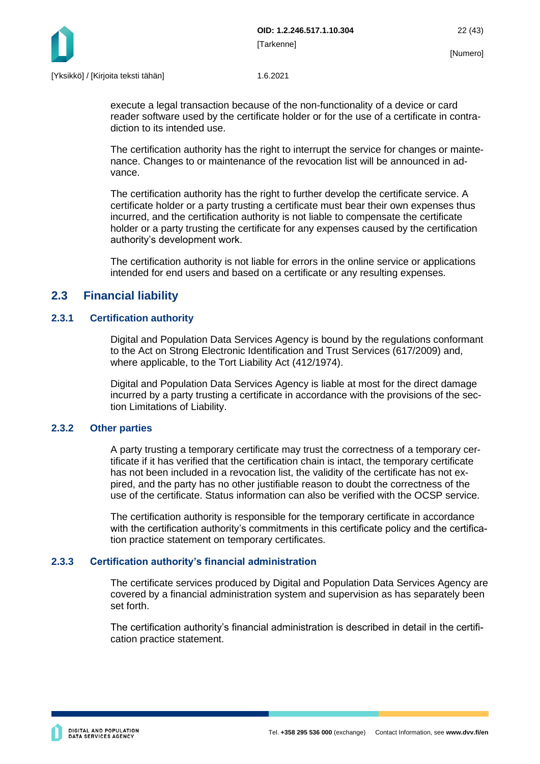execute a legal transaction because of the non-functionality of a device or card reader software used by the certificate holder or for the use of a certificate in contradiction to its intended use.

The certification authority has the right to interrupt the service for changes or maintenance. Changes to or maintenance of the revocation list will be announced in advance.

The certification authority has the right to further develop the certificate service. A certificate holder or a party trusting a certificate must bear their own expenses thus incurred, and the certification authority is not liable to compensate the certificate holder or a party trusting the certificate for any expenses caused by the certification authority's development work.

The certification authority is not liable for errors in the online service or applications intended for end users and based on a certificate or any resulting expenses.

## 2.3 Financial liability

### 2.3.1 Certification authority

Digital and Population Data Services Agency is bound by the regulations conformant to the Act on Strong Electronic Identification and Trust Services (617/2009) and, where applicable, to the Tort Liability Act (412/1974).

Digital and Population Data Services Agency is liable at most for the direct damage incurred by a party trusting a certificate in accordance with the provisions of the section Limitations of Liability.

### 2.3.2 Other parties

A party trusting a temporary certificate may trust the correctness of a temporary certificate if it has verified that the certification chain is intact, the temporary certificate has not been included in a revocation list, the validity of the certificate has not expired, and the party has no other justifiable reason to doubt the correctness of the use of the certificate. Status information can also be verified with the OCSP service.

The certification authority is responsible for the temporary certificate in accordance with the certification authority's commitments in this certificate policy and the certification practice statement on temporary certificates.

### 2.3.3 Certification authority's financial administration

The certificate services produced by Digital and Population Data Services Agency are covered by a financial administration system and supervision as has separately been set forth.

The certification authority's financial administration is described in detail in the certification practice statement.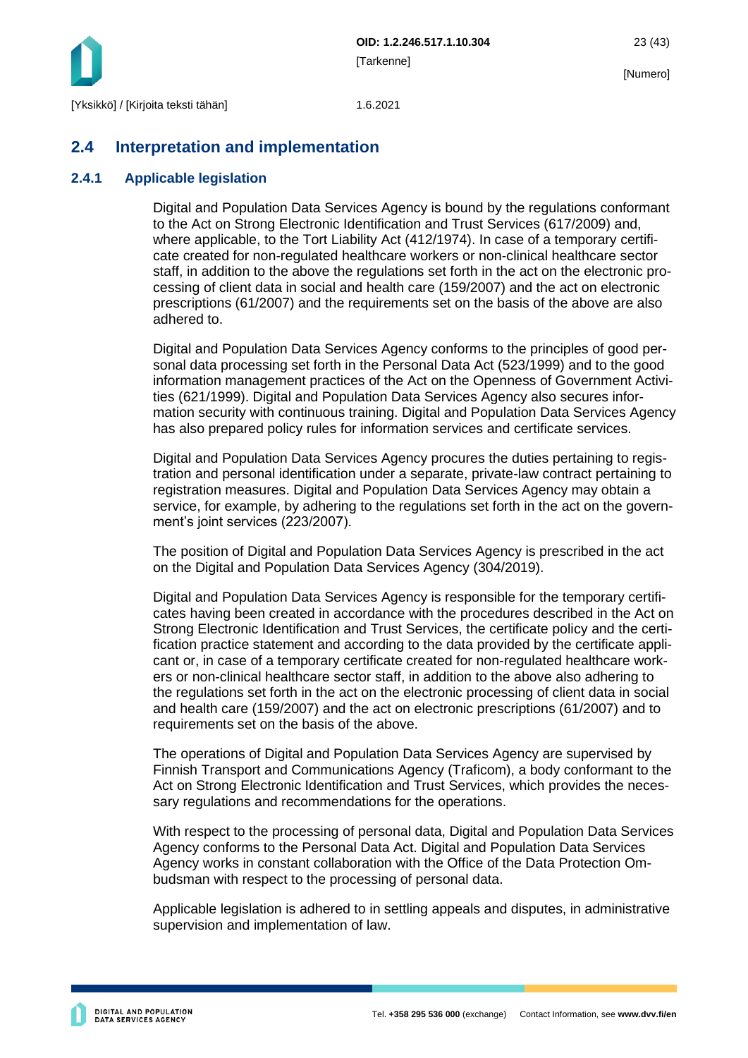## 2.4 Interpretation and implementation

### 2.4.1 Applicable legislation

Digital and Population Data Services Agency is bound by the regulations conformant to the Act on Strong Electronic Identification and Trust Services (617/2009) and, where applicable, to the Tort Liability Act (412/1974). In case of a temporary certificate created for non-regulated healthcare workers or non-clinical healthcare sector staff, in addition to the above the regulations set forth in the act on the electronic processing of client data in social and health care (159/2007) and the act on electronic prescriptions (61/2007) and the requirements set on the basis of the above are also adhered to.

Digital and Population Data Services Agency conforms to the principles of good personal data processing set forth in the Personal Data Act (523/1999) and to the good information management practices of the Act on the Openness of Government Activities (621/1999). Digital and Population Data Services Agency also secures information security with continuous training. Digital and Population Data Services Agency has also prepared policy rules for information services and certificate services.

Digital and Population Data Services Agency procures the duties pertaining to registration and personal identification under a separate, private-law contract pertaining to registration measures. Digital and Population Data Services Agency may obtain a service, for example, by adhering to the regulations set forth in the act on the government's joint services (223/2007).

The position of Digital and Population Data Services Agency is prescribed in the act on the Digital and Population Data Services Agency (304/2019).

Digital and Population Data Services Agency is responsible for the temporary certificates having been created in accordance with the procedures described in the Act on Strong Electronic Identification and Trust Services, the certificate policy and the certification practice statement and according to the data provided by the certificate applicant or, in case of a temporary certificate created for non-regulated healthcare workers or non-clinical healthcare sector staff, in addition to the above also adhering to the regulations set forth in the act on the electronic processing of client data in social and health care (159/2007) and the act on electronic prescriptions (61/2007) and to requirements set on the basis of the above.

The operations of Digital and Population Data Services Agency are supervised by Finnish Transport and Communications Agency (Traficom), a body conformant to the Act on Strong Electronic Identification and Trust Services, which provides the necessary regulations and recommendations for the operations.

With respect to the processing of personal data, Digital and Population Data Services Agency conforms to the Personal Data Act. Digital and Population Data Services Agency works in constant collaboration with the Office of the Data Protection Ombudsman with respect to the processing of personal data.

Applicable legislation is adhered to in settling appeals and disputes, in administrative supervision and implementation of law.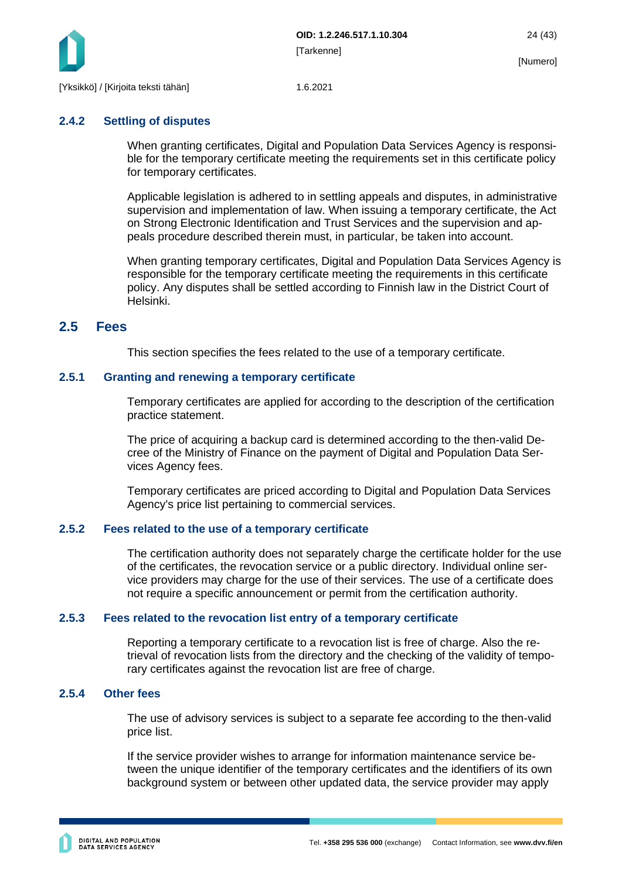### 2.4.2 Settling of disputes

When granting certificates, Digital and Population Data Services Agency is responsible for the temporary certificate meeting the requirements set in this certificate policy for temporary certificates.

Applicable legislation is adhered to in settling appeals and disputes, in administrative supervision and implementation of law. When issuing a temporary certificate, the Act on Strong Electronic Identification and Trust Services and the supervision and appeals procedure described therein must, in particular, be taken into account.

When granting temporary certificates, Digital and Population Data Services Agency is responsible for the temporary certificate meeting the requirements in this certificate policy. Any disputes shall be settled according to Finnish law in the District Court of Helsinki.

## 2.5 Fees

This section specifies the fees related to the use of a temporary certificate.

### 2.5.1 Granting and renewing a temporary certificate

Temporary certificates are applied for according to the description of the certification practice statement.

The price of acquiring a backup card is determined according to the then-valid Decree of the Ministry of Finance on the payment of Digital and Population Data Services Agency fees.

Temporary certificates are priced according to Digital and Population Data Services Agency's price list pertaining to commercial services.

### 2.5.2 Fees related to the use of a temporary certificate

The certification authority does not separately charge the certificate holder for the use of the certificates, the revocation service or a public directory. Individual online service providers may charge for the use of their services. The use of a certificate does not require a specific announcement or permit from the certification authority.

### 2.5.3 Fees related to the revocation list entry of a temporary certificate

Reporting a temporary certificate to a revocation list is free of charge. Also the retrieval of revocation lists from the directory and the checking of the validity of temporary certificates against the revocation list are free of charge.

### 2.5.4 Other fees

The use of advisory services is subject to a separate fee according to the then-valid price list.

If the service provider wishes to arrange for information maintenance service between the unique identifier of the temporary certificates and the identifiers of its own background system or between other updated data, the service provider may apply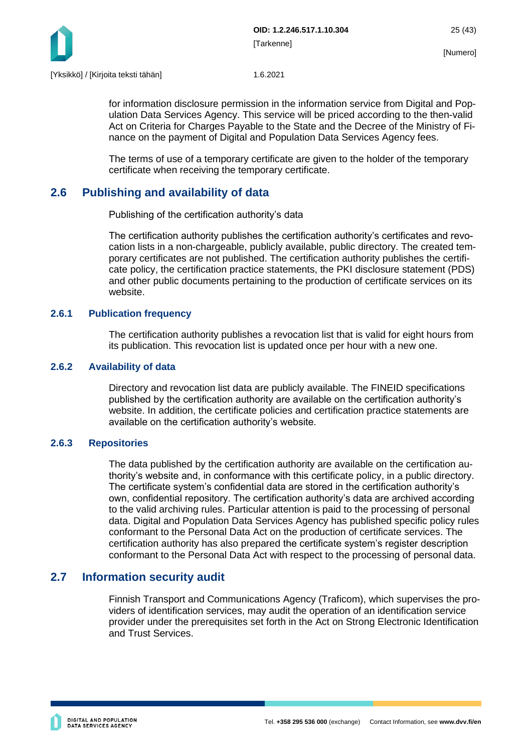for information disclosure permission in the information service from Digital and Population Data Services Agency. This service will be priced according to the then-valid Act on Criteria for Charges Payable to the State and the Decree of the Ministry of Finance on the payment of Digital and Population Data Services Agency fees.

The terms of use of a temporary certificate are given to the holder of the temporary certificate when receiving the temporary certificate.

## 2.6 Publishing and availability of data

Publishing of the certification authority's data

The certification authority publishes the certification authority's certificates and revocation lists in a non-chargeable, publicly available, public directory. The created temporary certificates are not published. The certification authority publishes the certificate policy, the certification practice statements, the PKI disclosure statement (PDS) and other public documents pertaining to the production of certificate services on its website.

### 2.6.1 Publication frequency

The certification authority publishes a revocation list that is valid for eight hours from its publication. This revocation list is updated once per hour with a new one.

### 2.6.2 Availability of data

Directory and revocation list data are publicly available. The FINEID specifications published by the certification authority are available on the certification authority's website. In addition, the certificate policies and certification practice statements are available on the certification authority's website.

### 2.6.3 Repositories

The data published by the certification authority are available on the certification authority's website and, in conformance with this certificate policy, in a public directory. The certificate system's confidential data are stored in the certification authority's own, confidential repository. The certification authority's data are archived according to the valid archiving rules. Particular attention is paid to the processing of personal data. Digital and Population Data Services Agency has published specific policy rules conformant to the Personal Data Act on the production of certificate services. The certification authority has also prepared the certificate system's register description conformant to the Personal Data Act with respect to the processing of personal data.

## 2.7 Information security audit

Finnish Transport and Communications Agency (Traficom), which supervises the providers of identification services, may audit the operation of an identification service provider under the prerequisites set forth in the Act on Strong Electronic Identification and Trust Services.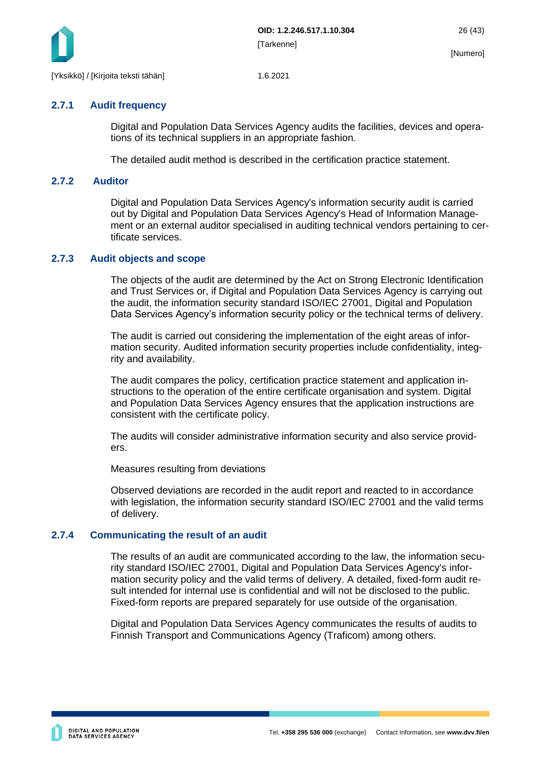### 2.7.1 Audit frequency

Digital and Population Data Services Agency audits the facilities, devices and operations of its technical suppliers in an appropriate fashion.

The detailed audit method is described in the certification practice statement.

### 2.7.2 Auditor

Digital and Population Data Services Agency's information security audit is carried out by Digital and Population Data Services Agency's Head of Information Management or an external auditor specialised in auditing technical vendors pertaining to certificate services.

### 2.7.3 Audit objects and scope

The objects of the audit are determined by the Act on Strong Electronic Identification and Trust Services or, if Digital and Population Data Services Agency is carrying out the audit, the information security standard ISO/IEC 27001, Digital and Population Data Services Agency's information security policy or the technical terms of delivery.

The audit is carried out considering the implementation of the eight areas of information security. Audited information security properties include confidentiality, integrity and availability.

The audit compares the policy, certification practice statement and application instructions to the operation of the entire certificate organisation and system. Digital and Population Data Services Agency ensures that the application instructions are consistent with the certificate policy.

The audits will consider administrative information security and also service providers.

Measures resulting from deviations

Observed deviations are recorded in the audit report and reacted to in accordance with legislation, the information security standard ISO/IEC 27001 and the valid terms of delivery.

### 2.7.4 Communicating the result of an audit

The results of an audit are communicated according to the law, the information security standard ISO/IEC 27001, Digital and Population Data Services Agency's information security policy and the valid terms of delivery. A detailed, fixed-form audit result intended for internal use is confidential and will not be disclosed to the public. Fixed-form reports are prepared separately for use outside of the organisation.

Digital and Population Data Services Agency communicates the results of audits to Finnish Transport and Communications Agency (Traficom) among others.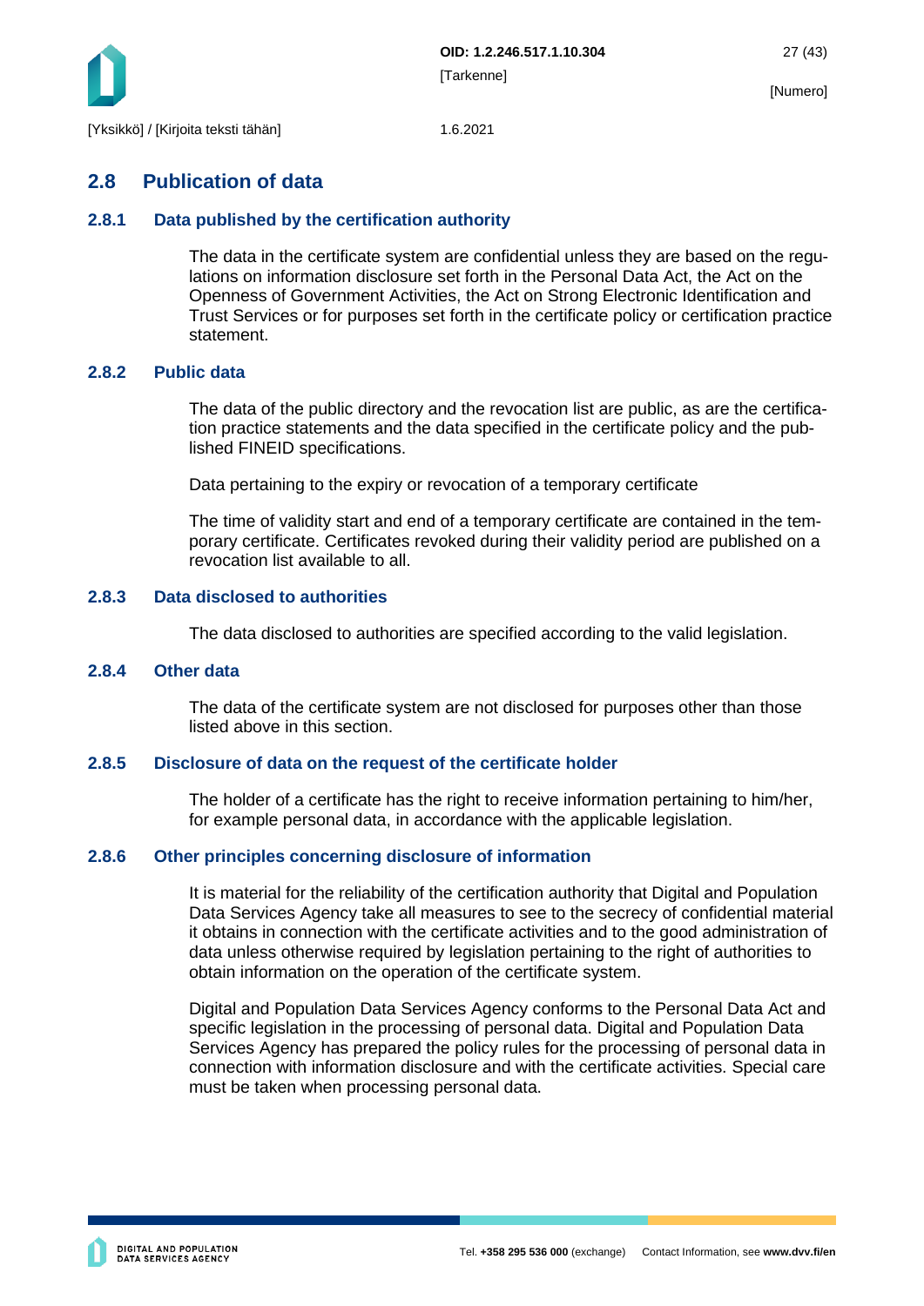## 2.8 Publication of data

### 2.8.1 Data published by the certification authority

The data in the certificate system are confidential unless they are based on the regulations on information disclosure set forth in the Personal Data Act, the Act on the Openness of Government Activities, the Act on Strong Electronic Identification and Trust Services or for purposes set forth in the certificate policy or certification practice statement.

### 2.8.2 Public data

The data of the public directory and the revocation list are public, as are the certification practice statements and the data specified in the certificate policy and the published FINEID specifications.

Data pertaining to the expiry or revocation of a temporary certificate

The time of validity start and end of a temporary certificate are contained in the temporary certificate. Certificates revoked during their validity period are published on a revocation list available to all.

### 2.8.3 Data disclosed to authorities

The data disclosed to authorities are specified according to the valid legislation.

### 2.8.4 Other data

The data of the certificate system are not disclosed for purposes other than those listed above in this section.

### 2.8.5 Disclosure of data on the request of the certificate holder

The holder of a certificate has the right to receive information pertaining to him/her, for example personal data, in accordance with the applicable legislation.

### 2.8.6 Other principles concerning disclosure of information

It is material for the reliability of the certification authority that Digital and Population Data Services Agency take all measures to see to the secrecy of confidential material it obtains in connection with the certificate activities and to the good administration of data unless otherwise required by legislation pertaining to the right of authorities to obtain information on the operation of the certificate system.

Digital and Population Data Services Agency conforms to the Personal Data Act and specific legislation in the processing of personal data. Digital and Population Data Services Agency has prepared the policy rules for the processing of personal data in connection with information disclosure and with the certificate activities. Special care must be taken when processing personal data.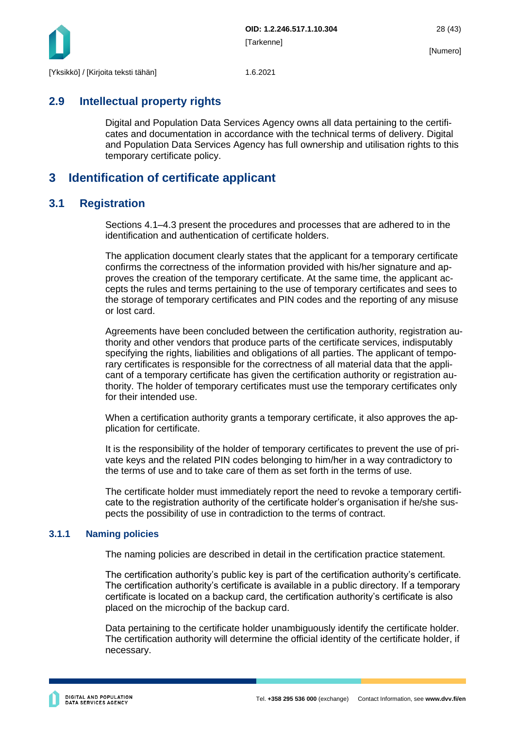## 2.9 Intellectual property rights

Digital and Population Data Services Agency owns all data pertaining to the certificates and documentation in accordance with the technical terms of delivery. Digital and Population Data Services Agency has full ownership and utilisation rights to this temporary certificate policy.

# 3 Identification of certificate applicant

## 3.1 Registration

Sections 4.1–4.3 present the procedures and processes that are adhered to in the identification and authentication of certificate holders.

The application document clearly states that the applicant for a temporary certificate confirms the correctness of the information provided with his/her signature and approves the creation of the temporary certificate. At the same time, the applicant accepts the rules and terms pertaining to the use of temporary certificates and sees to the storage of temporary certificates and PIN codes and the reporting of any misuse or lost card.

Agreements have been concluded between the certification authority, registration authority and other vendors that produce parts of the certificate services, indisputably specifying the rights, liabilities and obligations of all parties. The applicant of temporary certificates is responsible for the correctness of all material data that the applicant of a temporary certificate has given the certification authority or registration authority. The holder of temporary certificates must use the temporary certificates only for their intended use.

When a certification authority grants a temporary certificate, it also approves the application for certificate.

It is the responsibility of the holder of temporary certificates to prevent the use of private keys and the related PIN codes belonging to him/her in a way contradictory to the terms of use and to take care of them as set forth in the terms of use.

The certificate holder must immediately report the need to revoke a temporary certificate to the registration authority of the certificate holder's organisation if he/she suspects the possibility of use in contradiction to the terms of contract.

### 3.1.1 Naming policies

The naming policies are described in detail in the certification practice statement.

The certification authority's public key is part of the certification authority's certificate. The certification authority's certificate is available in a public directory. If a temporary certificate is located on a backup card, the certification authority's certificate is also placed on the microchip of the backup card.

Data pertaining to the certificate holder unambiguously identify the certificate holder. The certification authority will determine the official identity of the certificate holder, if necessary.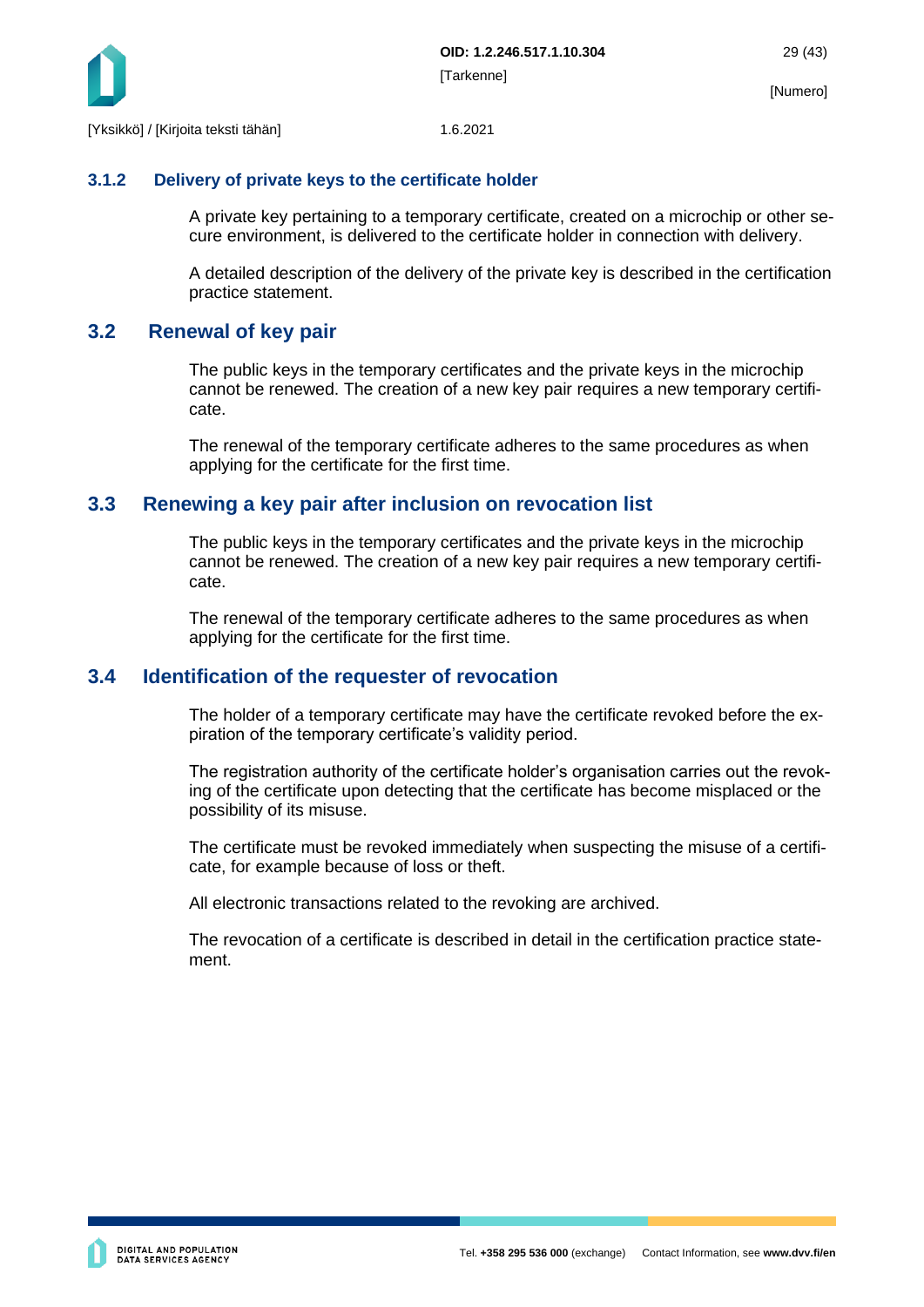### 3.1.2 Delivery of private keys to the certificate holder

A private key pertaining to a temporary certificate, created on a microchip or other secure environment, is delivered to the certificate holder in connection with delivery.

A detailed description of the delivery of the private key is described in the certification practice statement.

## 3.2 Renewal of key pair

The public keys in the temporary certificates and the private keys in the microchip cannot be renewed. The creation of a new key pair requires a new temporary certificate.

The renewal of the temporary certificate adheres to the same procedures as when applying for the certificate for the first time.

## 3.3 Renewing a key pair after inclusion on revocation list

The public keys in the temporary certificates and the private keys in the microchip cannot be renewed. The creation of a new key pair requires a new temporary certificate.

The renewal of the temporary certificate adheres to the same procedures as when applying for the certificate for the first time.

## 3.4 Identification of the requester of revocation

The holder of a temporary certificate may have the certificate revoked before the expiration of the temporary certificate's validity period.

The registration authority of the certificate holder's organisation carries out the revoking of the certificate upon detecting that the certificate has become misplaced or the possibility of its misuse.

The certificate must be revoked immediately when suspecting the misuse of a certificate, for example because of loss or theft.

All electronic transactions related to the revoking are archived.

The revocation of a certificate is described in detail in the certification practice statement.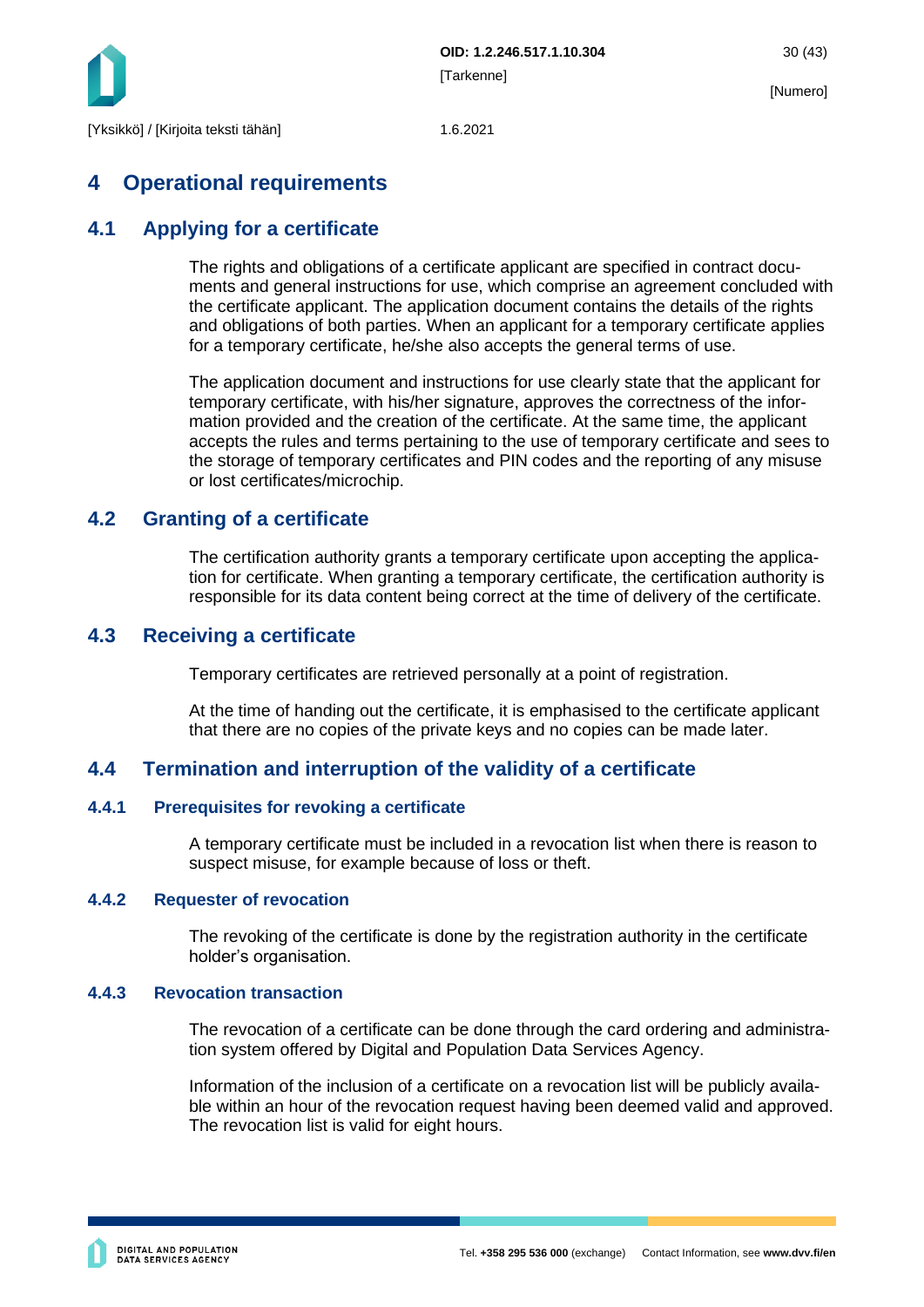# 4 Operational requirements

## 4.1 Applying for a certificate

The rights and obligations of a certificate applicant are specified in contract documents and general instructions for use, which comprise an agreement concluded with the certificate applicant. The application document contains the details of the rights and obligations of both parties. When an applicant for a temporary certificate applies for a temporary certificate, he/she also accepts the general terms of use.

The application document and instructions for use clearly state that the applicant for temporary certificate, with his/her signature, approves the correctness of the information provided and the creation of the certificate. At the same time, the applicant accepts the rules and terms pertaining to the use of temporary certificate and sees to the storage of temporary certificates and PIN codes and the reporting of any misuse or lost certificates/microchip.

## 4.2 Granting of a certificate

The certification authority grants a temporary certificate upon accepting the application for certificate. When granting a temporary certificate, the certification authority is responsible for its data content being correct at the time of delivery of the certificate.

## 4.3 Receiving a certificate

Temporary certificates are retrieved personally at a point of registration.

At the time of handing out the certificate, it is emphasised to the certificate applicant that there are no copies of the private keys and no copies can be made later.

## 4.4 Termination and interruption of the validity of a certificate

### 4.4.1 Prerequisites for revoking a certificate

A temporary certificate must be included in a revocation list when there is reason to suspect misuse, for example because of loss or theft.

### 4.4.2 Requester of revocation

The revoking of the certificate is done by the registration authority in the certificate holder's organisation.

### 4.4.3 Revocation transaction

The revocation of a certificate can be done through the card ordering and administration system offered by Digital and Population Data Services Agency.

Information of the inclusion of a certificate on a revocation list will be publicly available within an hour of the revocation request having been deemed valid and approved. The revocation list is valid for eight hours.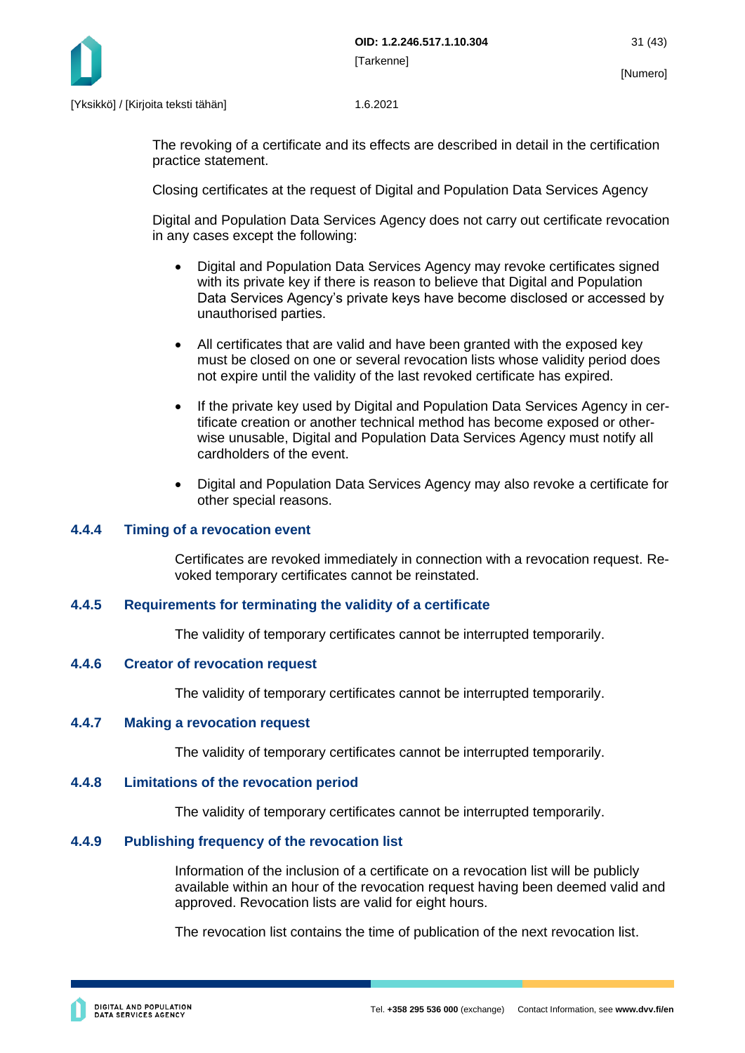The revoking of a certificate and its effects are described in detail in the certification practice statement.

Closing certificates at the request of Digital and Population Data Services Agency

Digital and Population Data Services Agency does not carry out certificate revocation in any cases except the following:

- Digital and Population Data Services Agency may revoke certificates signed with its private key if there is reason to believe that Digital and Population Data Services Agency's private keys have become disclosed or accessed by unauthorised parties.
- All certificates that are valid and have been granted with the exposed key must be closed on one or several revocation lists whose validity period does not expire until the validity of the last revoked certificate has expired.
- If the private key used by Digital and Population Data Services Agency in certificate creation or another technical method has become exposed or otherwise unusable, Digital and Population Data Services Agency must notify all cardholders of the event.
- Digital and Population Data Services Agency may also revoke a certificate for other special reasons.

### 4.4.4 Timing of a revocation event

Certificates are revoked immediately in connection with a revocation request. Revoked temporary certificates cannot be reinstated.

### 4.4.5 Requirements for terminating the validity of a certificate

The validity of temporary certificates cannot be interrupted temporarily.

### 4.4.6 Creator of revocation request

The validity of temporary certificates cannot be interrupted temporarily.

### 4.4.7 Making a revocation request

The validity of temporary certificates cannot be interrupted temporarily.

### 4.4.8 Limitations of the revocation period

The validity of temporary certificates cannot be interrupted temporarily.

### 4.4.9 Publishing frequency of the revocation list

Information of the inclusion of a certificate on a revocation list will be publicly available within an hour of the revocation request having been deemed valid and approved. Revocation lists are valid for eight hours.

The revocation list contains the time of publication of the next revocation list.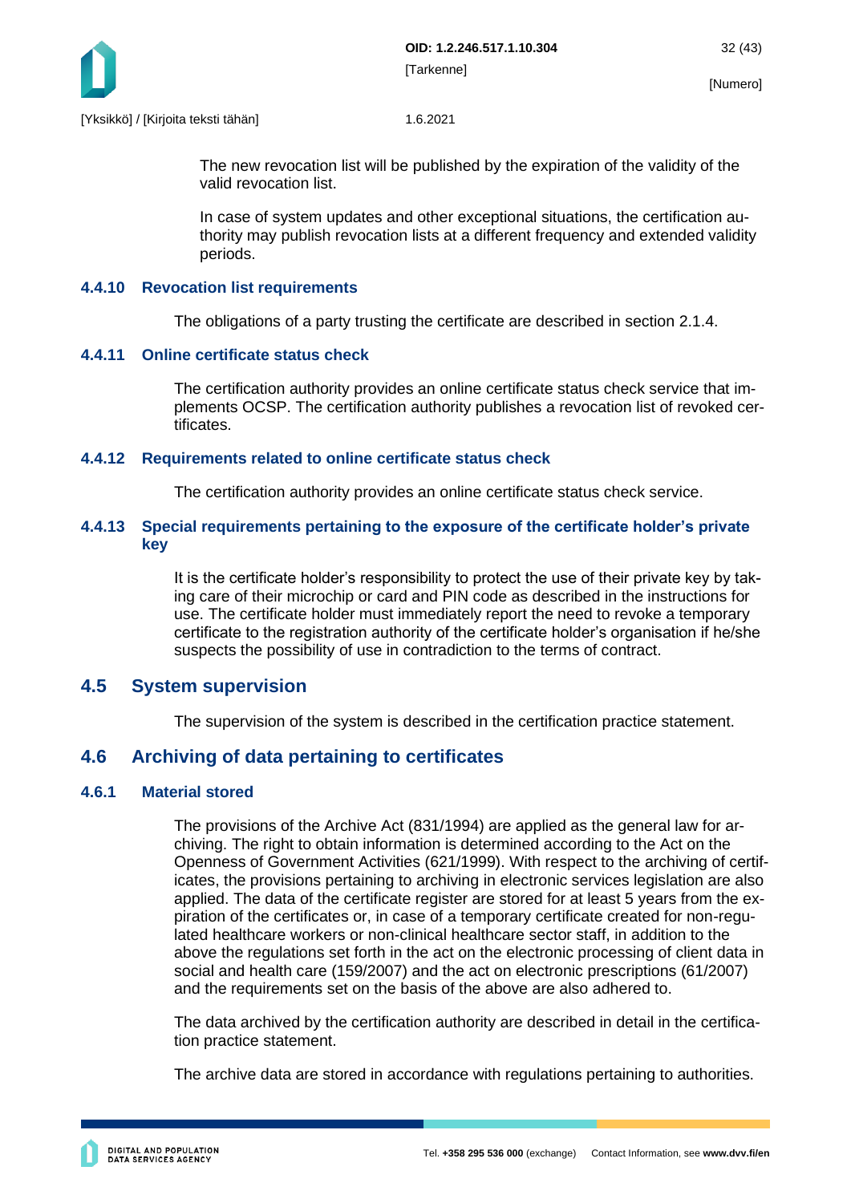The new revocation list will be published by the expiration of the validity of the valid revocation list.

In case of system updates and other exceptional situations, the certification authority may publish revocation lists at a different frequency and extended validity periods.

### 4.4.10 Revocation list requirements

The obligations of a party trusting the certificate are described in section 2.1.4.

### 4.4.11 Online certificate status check

The certification authority provides an online certificate status check service that implements OCSP. The certification authority publishes a revocation list of revoked certificates.

### 4.4.12 Requirements related to online certificate status check

The certification authority provides an online certificate status check service.

### 4.4.13 Special requirements pertaining to the exposure of the certificate holder's private key

It is the certificate holder's responsibility to protect the use of their private key by taking care of their microchip or card and PIN code as described in the instructions for use. The certificate holder must immediately report the need to revoke a temporary certificate to the registration authority of the certificate holder's organisation if he/she suspects the possibility of use in contradiction to the terms of contract.

## 4.5 System supervision

The supervision of the system is described in the certification practice statement.

## 4.6 Archiving of data pertaining to certificates

### 4.6.1 Material stored

The provisions of the Archive Act (831/1994) are applied as the general law for archiving. The right to obtain information is determined according to the Act on the Openness of Government Activities (621/1999). With respect to the archiving of certificates, the provisions pertaining to archiving in electronic services legislation are also applied. The data of the certificate register are stored for at least 5 years from the expiration of the certificates or, in case of a temporary certificate created for non-regulated healthcare workers or non-clinical healthcare sector staff, in addition to the above the regulations set forth in the act on the electronic processing of client data in social and health care (159/2007) and the act on electronic prescriptions (61/2007) and the requirements set on the basis of the above are also adhered to.

The data archived by the certification authority are described in detail in the certification practice statement.

The archive data are stored in accordance with regulations pertaining to authorities.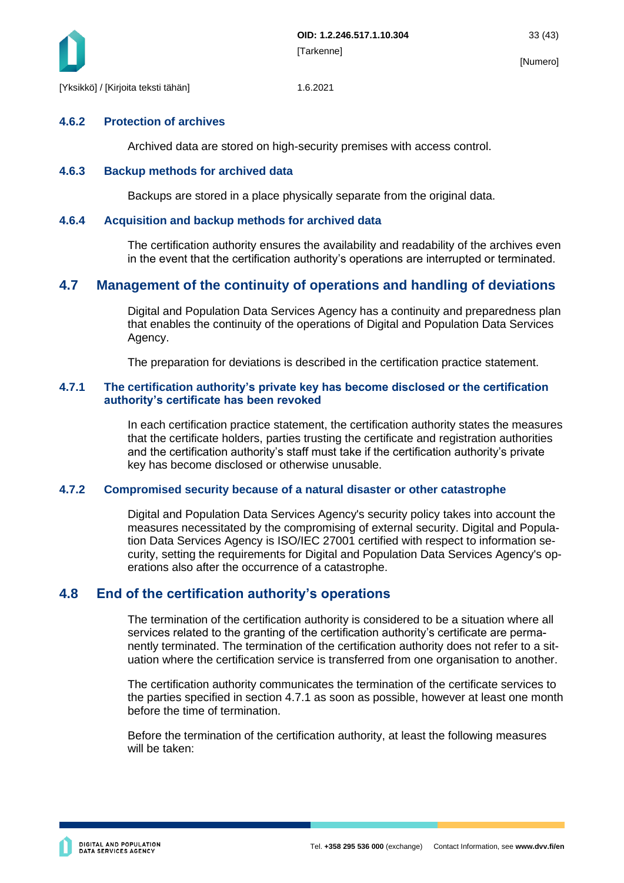### 4.6.2 Protection of archives

Archived data are stored on high-security premises with access control.

### 4.6.3 Backup methods for archived data

Backups are stored in a place physically separate from the original data.

### 4.6.4 Acquisition and backup methods for archived data

The certification authority ensures the availability and readability of the archives even in the event that the certification authority's operations are interrupted or terminated.

## 4.7 Management of the continuity of operations and handling of deviations

Digital and Population Data Services Agency has a continuity and preparedness plan that enables the continuity of the operations of Digital and Population Data Services Agency.

The preparation for deviations is described in the certification practice statement.

### 4.7.1 The certification authority's private key has become disclosed or the certification authority's certificate has been revoked

In each certification practice statement, the certification authority states the measures that the certificate holders, parties trusting the certificate and registration authorities and the certification authority's staff must take if the certification authority's private key has become disclosed or otherwise unusable.

### 4.7.2 Compromised security because of a natural disaster or other catastrophe

Digital and Population Data Services Agency's security policy takes into account the measures necessitated by the compromising of external security. Digital and Population Data Services Agency is ISO/IEC 27001 certified with respect to information security, setting the requirements for Digital and Population Data Services Agency's operations also after the occurrence of a catastrophe.

## 4.8 End of the certification authority's operations

The termination of the certification authority is considered to be a situation where all services related to the granting of the certification authority's certificate are permanently terminated. The termination of the certification authority does not refer to a situation where the certification service is transferred from one organisation to another.

The certification authority communicates the termination of the certificate services to the parties specified in section 4.7.1 as soon as possible, however at least one month before the time of termination.

Before the termination of the certification authority, at least the following measures will be taken: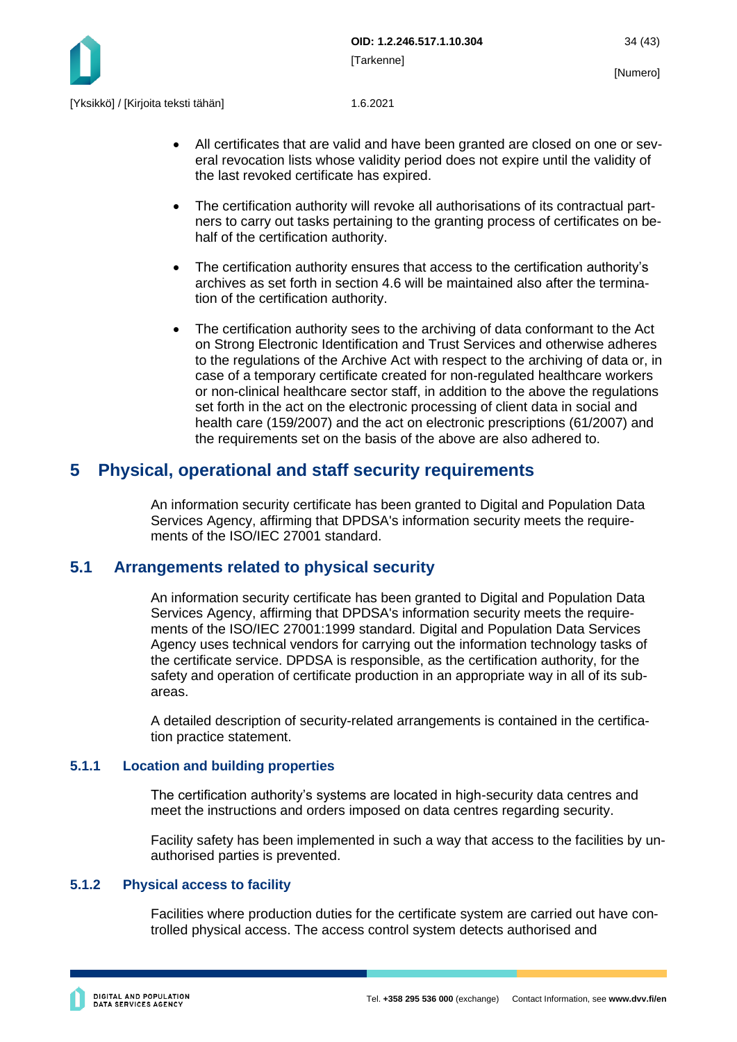- All certificates that are valid and have been granted are closed on one or several revocation lists whose validity period does not expire until the validity of the last revoked certificate has expired.
- The certification authority will revoke all authorisations of its contractual partners to carry out tasks pertaining to the granting process of certificates on behalf of the certification authority.
- The certification authority ensures that access to the certification authority's archives as set forth in section 4.6 will be maintained also after the termination of the certification authority.
- The certification authority sees to the archiving of data conformant to the Act on Strong Electronic Identification and Trust Services and otherwise adheres to the regulations of the Archive Act with respect to the archiving of data or, in case of a temporary certificate created for non-regulated healthcare workers or non-clinical healthcare sector staff, in addition to the above the regulations set forth in the act on the electronic processing of client data in social and health care (159/2007) and the act on electronic prescriptions (61/2007) and the requirements set on the basis of the above are also adhered to.

# 5 Physical, operational and staff security requirements

An information security certificate has been granted to Digital and Population Data Services Agency, affirming that DPDSA's information security meets the requirements of the ISO/IEC 27001 standard.

## 5.1 Arrangements related to physical security

An information security certificate has been granted to Digital and Population Data Services Agency, affirming that DPDSA's information security meets the requirements of the ISO/IEC 27001:1999 standard. Digital and Population Data Services Agency uses technical vendors for carrying out the information technology tasks of the certificate service. DPDSA is responsible, as the certification authority, for the safety and operation of certificate production in an appropriate way in all of its subareas.

A detailed description of security-related arrangements is contained in the certification practice statement.

### 5.1.1 Location and building properties

The certification authority's systems are located in high-security data centres and meet the instructions and orders imposed on data centres regarding security.

Facility safety has been implemented in such a way that access to the facilities by unauthorised parties is prevented.

### 5.1.2 Physical access to facility

Facilities where production duties for the certificate system are carried out have controlled physical access. The access control system detects authorised and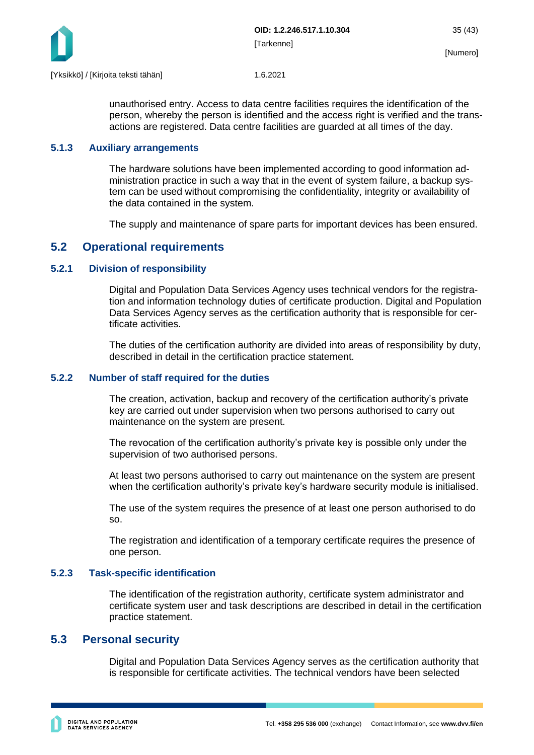unauthorised entry. Access to data centre facilities requires the identification of the person, whereby the person is identified and the access right is verified and the transactions are registered. Data centre facilities are guarded at all times of the day.

### 5.1.3 Auxiliary arrangements

The hardware solutions have been implemented according to good information administration practice in such a way that in the event of system failure, a backup system can be used without compromising the confidentiality, integrity or availability of the data contained in the system.

The supply and maintenance of spare parts for important devices has been ensured.

## 5.2 Operational requirements

### 5.2.1 Division of responsibility

Digital and Population Data Services Agency uses technical vendors for the registration and information technology duties of certificate production. Digital and Population Data Services Agency serves as the certification authority that is responsible for certificate activities.

The duties of the certification authority are divided into areas of responsibility by duty, described in detail in the certification practice statement.

### 5.2.2 Number of staff required for the duties

The creation, activation, backup and recovery of the certification authority's private key are carried out under supervision when two persons authorised to carry out maintenance on the system are present.

The revocation of the certification authority's private key is possible only under the supervision of two authorised persons.

At least two persons authorised to carry out maintenance on the system are present when the certification authority's private key's hardware security module is initialised.

The use of the system requires the presence of at least one person authorised to do so.

The registration and identification of a temporary certificate requires the presence of one person.

### 5.2.3 Task-specific identification

The identification of the registration authority, certificate system administrator and certificate system user and task descriptions are described in detail in the certification practice statement.

## 5.3 Personal security

Digital and Population Data Services Agency serves as the certification authority that is responsible for certificate activities. The technical vendors have been selected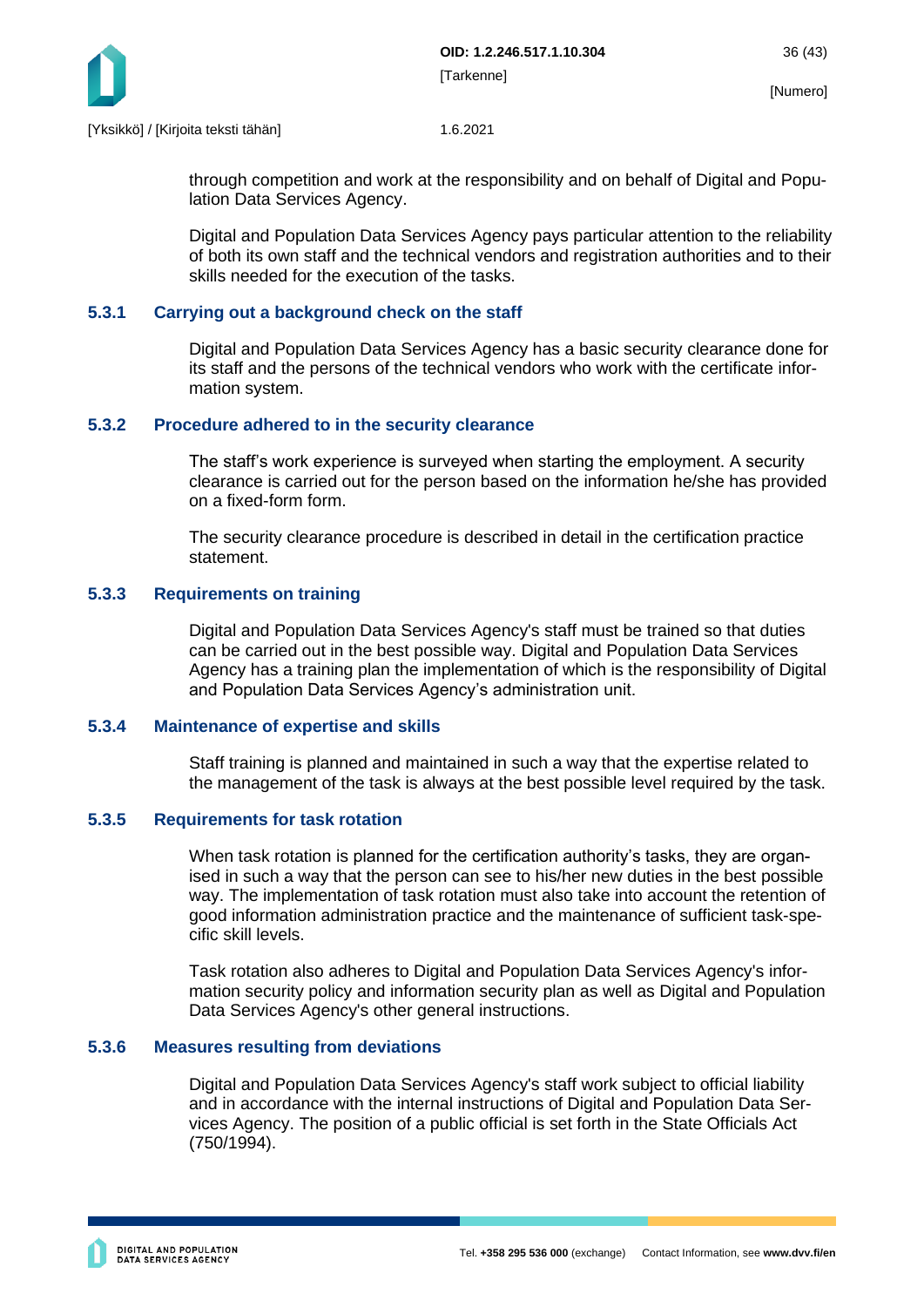through competition and work at the responsibility and on behalf of Digital and Population Data Services Agency.

Digital and Population Data Services Agency pays particular attention to the reliability of both its own staff and the technical vendors and registration authorities and to their skills needed for the execution of the tasks.

### 5.3.1 Carrying out a background check on the staff

Digital and Population Data Services Agency has a basic security clearance done for its staff and the persons of the technical vendors who work with the certificate information system.

### 5.3.2 Procedure adhered to in the security clearance

The staff's work experience is surveyed when starting the employment. A security clearance is carried out for the person based on the information he/she has provided on a fixed-form form.

The security clearance procedure is described in detail in the certification practice statement.

### 5.3.3 Requirements on training

Digital and Population Data Services Agency's staff must be trained so that duties can be carried out in the best possible way. Digital and Population Data Services Agency has a training plan the implementation of which is the responsibility of Digital and Population Data Services Agency's administration unit.

### 5.3.4 Maintenance of expertise and skills

Staff training is planned and maintained in such a way that the expertise related to the management of the task is always at the best possible level required by the task.

### 5.3.5 Requirements for task rotation

When task rotation is planned for the certification authority's tasks, they are organised in such a way that the person can see to his/her new duties in the best possible way. The implementation of task rotation must also take into account the retention of good information administration practice and the maintenance of sufficient task-specific skill levels.

Task rotation also adheres to Digital and Population Data Services Agency's information security policy and information security plan as well as Digital and Population Data Services Agency's other general instructions.

### 5.3.6 Measures resulting from deviations

Digital and Population Data Services Agency's staff work subject to official liability and in accordance with the internal instructions of Digital and Population Data Services Agency. The position of a public official is set forth in the State Officials Act (750/1994).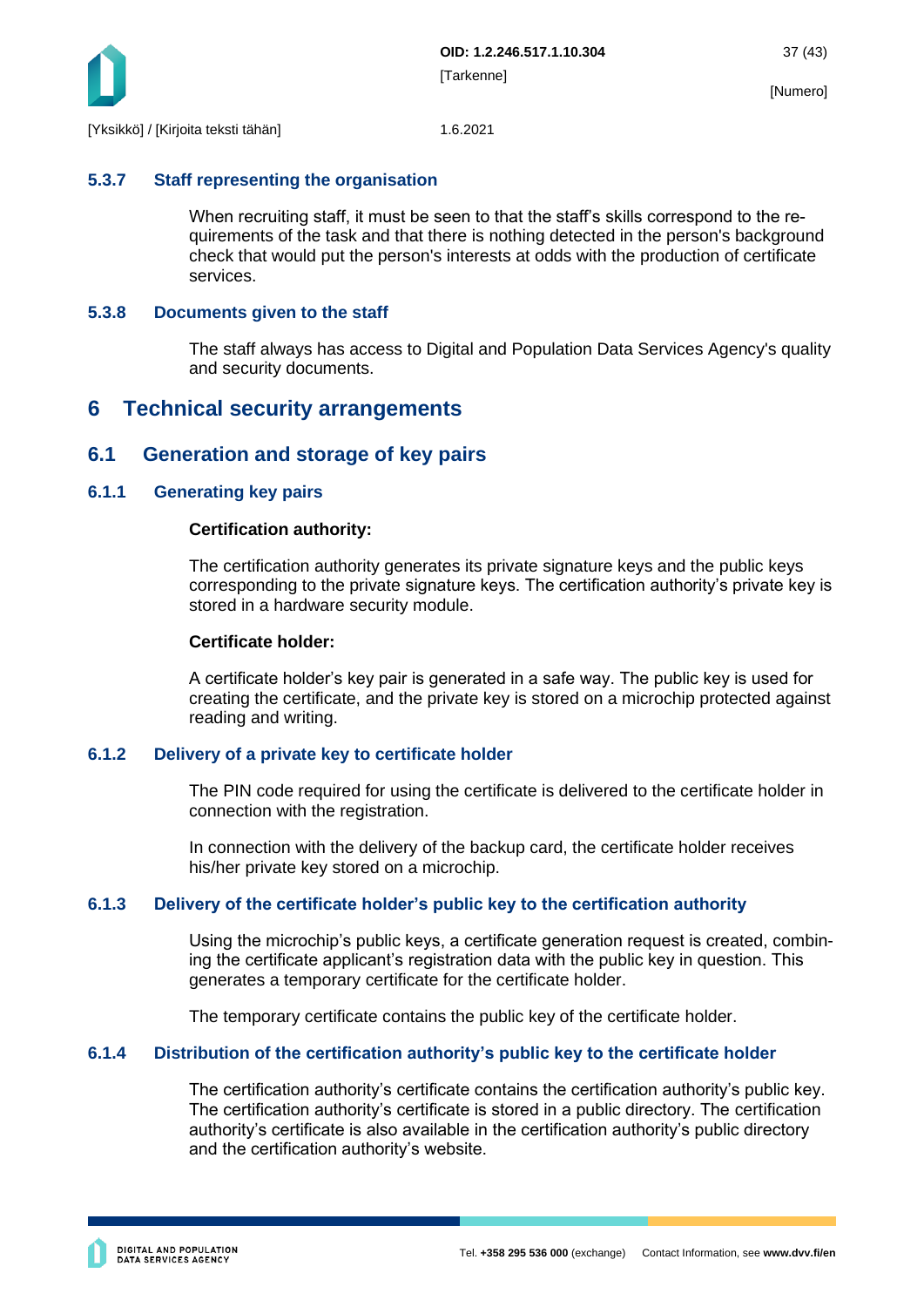#### 5.3.7 Staff representing the organisation

When recruiting staff, it must be seen to that the staff's skills correspond to the requirements of the task and that there is nothing detected in the person's background check that would put the person's interests at odds with the production of certificate services.

#### 5.3.8 Documents given to the staff

The staff always has access to Digital and Population Data Services Agency's quality and security documents.

# 6 Technical security arrangements

## 6.1 Generation and storage of key pairs

#### 6.1.1 Generating key pairs

**Certification authority:**

The certification authority generates its private signature keys and the public keys corresponding to the private signature keys. The certification authority's private key is stored in a hardware security module.

**Certificate holder:**

A certificate holder's key pair is generated in a safe way. The public key is used for creating the certificate, and the private key is stored on a microchip protected against reading and writing.

#### 6.1.2 Delivery of a private key to certificate holder

The PIN code required for using the certificate is delivered to the certificate holder in connection with the registration.

In connection with the delivery of the backup card, the certificate holder receives his/her private key stored on a microchip.

#### 6.1.3 Delivery of the certificate holder's public key to the certification authority

Using the microchip's public keys, a certificate generation request is created, combining the certificate applicant's registration data with the public key in question. This generates a temporary certificate for the certificate holder.

The temporary certificate contains the public key of the certificate holder.

#### 6.1.4 Distribution of the certification authority's public key to the certificate holder

The certification authority's certificate contains the certification authority's public key. The certification authority's certificate is stored in a public directory. The certification authority's certificate is also available in the certification authority's public directory and the certification authority's website.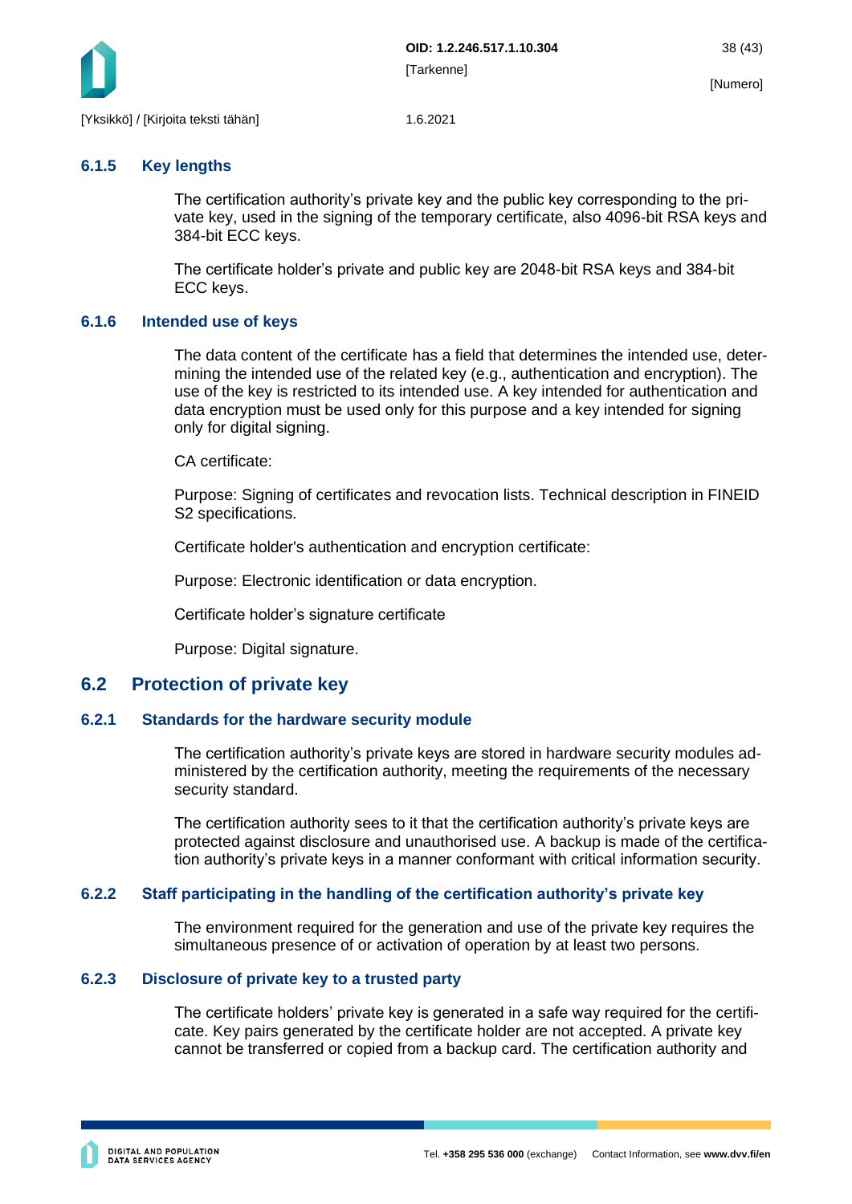### 6.1.5 Key lengths

The certification authority's private key and the public key corresponding to the private key, used in the signing of the temporary certificate, also 4096-bit RSA keys and 384-bit ECC keys.

The certificate holder's private and public key are 2048-bit RSA keys and 384-bit ECC keys.

### 6.1.6 Intended use of keys

The data content of the certificate has a field that determines the intended use, determining the intended use of the related key (e.g., authentication and encryption). The use of the key is restricted to its intended use. A key intended for authentication and data encryption must be used only for this purpose and a key intended for signing only for digital signing.

CA certificate:

Purpose: Signing of certificates and revocation lists. Technical description in FINEID S2 specifications.

Certificate holder's authentication and encryption certificate:

Purpose: Electronic identification or data encryption.

Certificate holder's signature certificate

Purpose: Digital signature.

## 6.2 Protection of private key

### 6.2.1 Standards for the hardware security module

The certification authority's private keys are stored in hardware security modules administered by the certification authority, meeting the requirements of the necessary security standard.

The certification authority sees to it that the certification authority's private keys are protected against disclosure and unauthorised use. A backup is made of the certification authority's private keys in a manner conformant with critical information security.

### 6.2.2 Staff participating in the handling of the certification authority's private key

The environment required for the generation and use of the private key requires the simultaneous presence of or activation of operation by at least two persons.

### 6.2.3 Disclosure of private key to a trusted party

The certificate holders' private key is generated in a safe way required for the certificate. Key pairs generated by the certificate holder are not accepted. A private key cannot be transferred or copied from a backup card. The certification authority and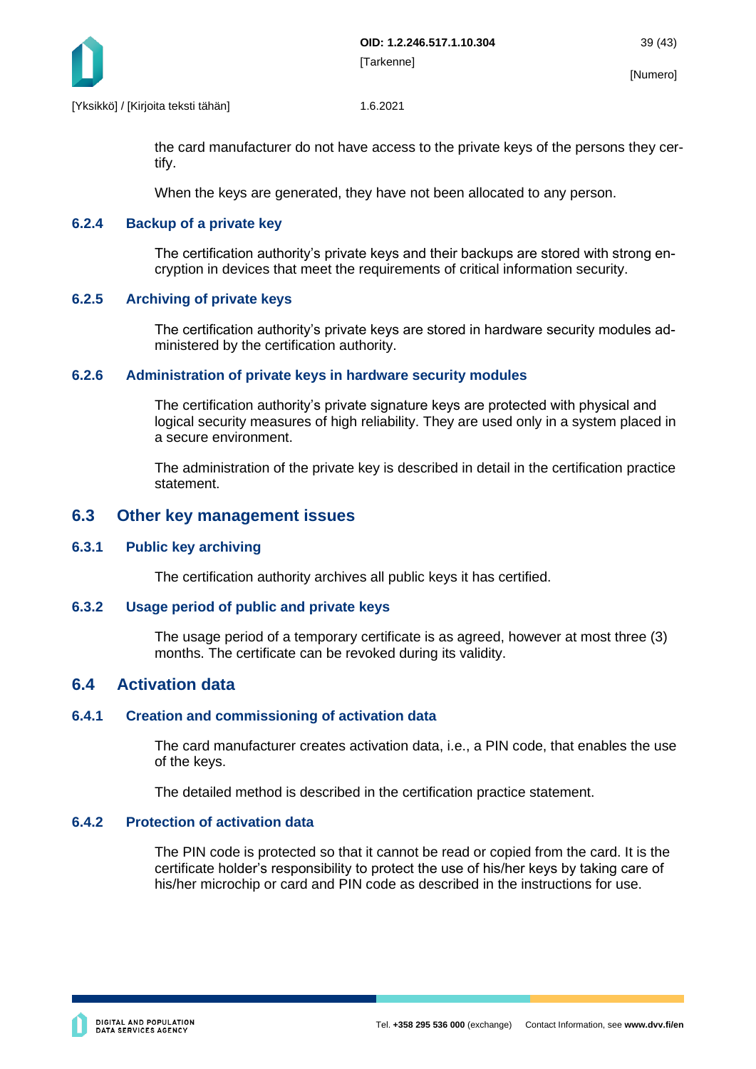the card manufacturer do not have access to the private keys of the persons they certify.

When the keys are generated, they have not been allocated to any person.

### 6.2.4 Backup of a private key

The certification authority's private keys and their backups are stored with strong encryption in devices that meet the requirements of critical information security.

### 6.2.5 Archiving of private keys

The certification authority's private keys are stored in hardware security modules administered by the certification authority.

### 6.2.6 Administration of private keys in hardware security modules

The certification authority's private signature keys are protected with physical and logical security measures of high reliability. They are used only in a system placed in a secure environment.

The administration of the private key is described in detail in the certification practice statement.

## 6.3 Other key management issues

### 6.3.1 Public key archiving

The certification authority archives all public keys it has certified.

### 6.3.2 Usage period of public and private keys

The usage period of a temporary certificate is as agreed, however at most three (3) months. The certificate can be revoked during its validity.

## 6.4 Activation data

### 6.4.1 Creation and commissioning of activation data

The card manufacturer creates activation data, i.e., a PIN code, that enables the use of the keys.

The detailed method is described in the certification practice statement.

### 6.4.2 Protection of activation data

The PIN code is protected so that it cannot be read or copied from the card. It is the certificate holder's responsibility to protect the use of his/her keys by taking care of his/her microchip or card and PIN code as described in the instructions for use.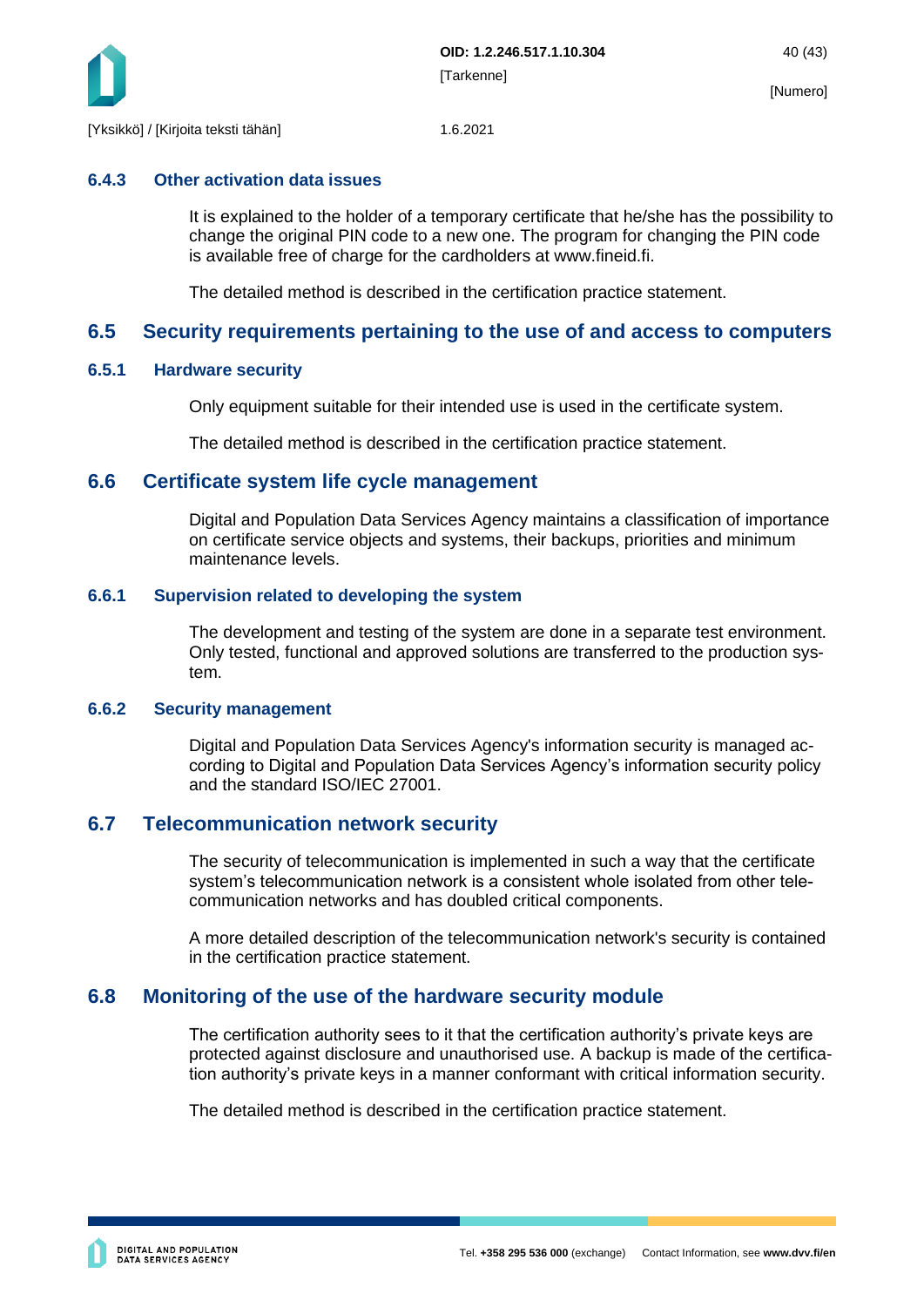### 6.4.3 Other activation data issues

It is explained to the holder of a temporary certificate that he/she has the possibility to change the original PIN code to a new one. The program for changing the PIN code is available free of charge for the cardholders at www.fineid.fi.

The detailed method is described in the certification practice statement.

## 6.5 Security requirements pertaining to the use of and access to computers

### 6.5.1 Hardware security

Only equipment suitable for their intended use is used in the certificate system.

The detailed method is described in the certification practice statement.

## 6.6 Certificate system life cycle management

Digital and Population Data Services Agency maintains a classification of importance on certificate service objects and systems, their backups, priorities and minimum maintenance levels.

### 6.6.1 Supervision related to developing the system

The development and testing of the system are done in a separate test environment. Only tested, functional and approved solutions are transferred to the production system.

### 6.6.2 Security management

Digital and Population Data Services Agency's information security is managed according to Digital and Population Data Services Agency's information security policy and the standard ISO/IEC 27001.

## 6.7 Telecommunication network security

The security of telecommunication is implemented in such a way that the certificate system's telecommunication network is a consistent whole isolated from other telecommunication networks and has doubled critical components.

A more detailed description of the telecommunication network's security is contained in the certification practice statement.

## 6.8 Monitoring of the use of the hardware security module

The certification authority sees to it that the certification authority's private keys are protected against disclosure and unauthorised use. A backup is made of the certification authority's private keys in a manner conformant with critical information security.

The detailed method is described in the certification practice statement.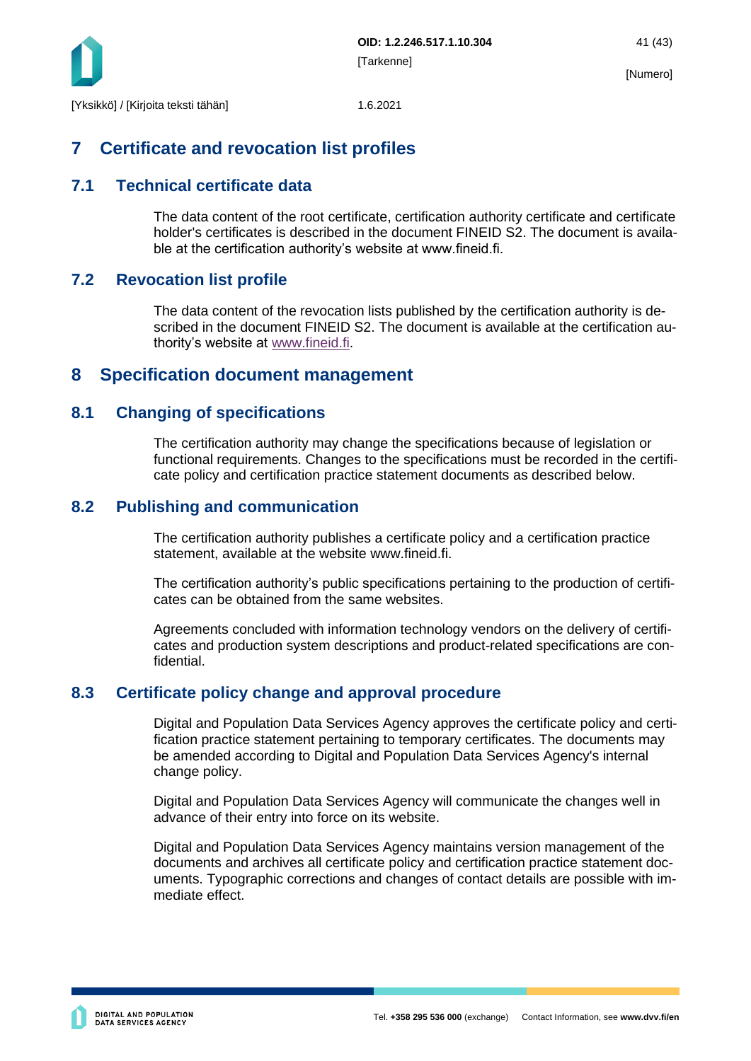# 7 Certificate and revocation list profiles

## 7.1 Technical certificate data

The data content of the root certificate, certification authority certificate and certificate holder's certificates is described in the document FINEID S2. The document is available at the certification authority's website at www.fineid.fi.

## 7.2 Revocation list profile

The data content of the revocation lists published by the certification authority is described in the document FINEID S2. The document is available at the certification authority's website at www.fineid.fi.

# 8 Specification document management

## 8.1 Changing of specifications

The certification authority may change the specifications because of legislation or functional requirements. Changes to the specifications must be recorded in the certificate policy and certification practice statement documents as described below.

## 8.2 Publishing and communication

The certification authority publishes a certificate policy and a certification practice statement, available at the website www.fineid.fi.

The certification authority's public specifications pertaining to the production of certificates can be obtained from the same websites.

Agreements concluded with information technology vendors on the delivery of certificates and production system descriptions and product-related specifications are confidential.

## 8.3 Certificate policy change and approval procedure

Digital and Population Data Services Agency approves the certificate policy and certification practice statement pertaining to temporary certificates. The documents may be amended according to Digital and Population Data Services Agency's internal change policy.

Digital and Population Data Services Agency will communicate the changes well in advance of their entry into force on its website.

Digital and Population Data Services Agency maintains version management of the documents and archives all certificate policy and certification practice statement documents. Typographic corrections and changes of contact details are possible with immediate effect.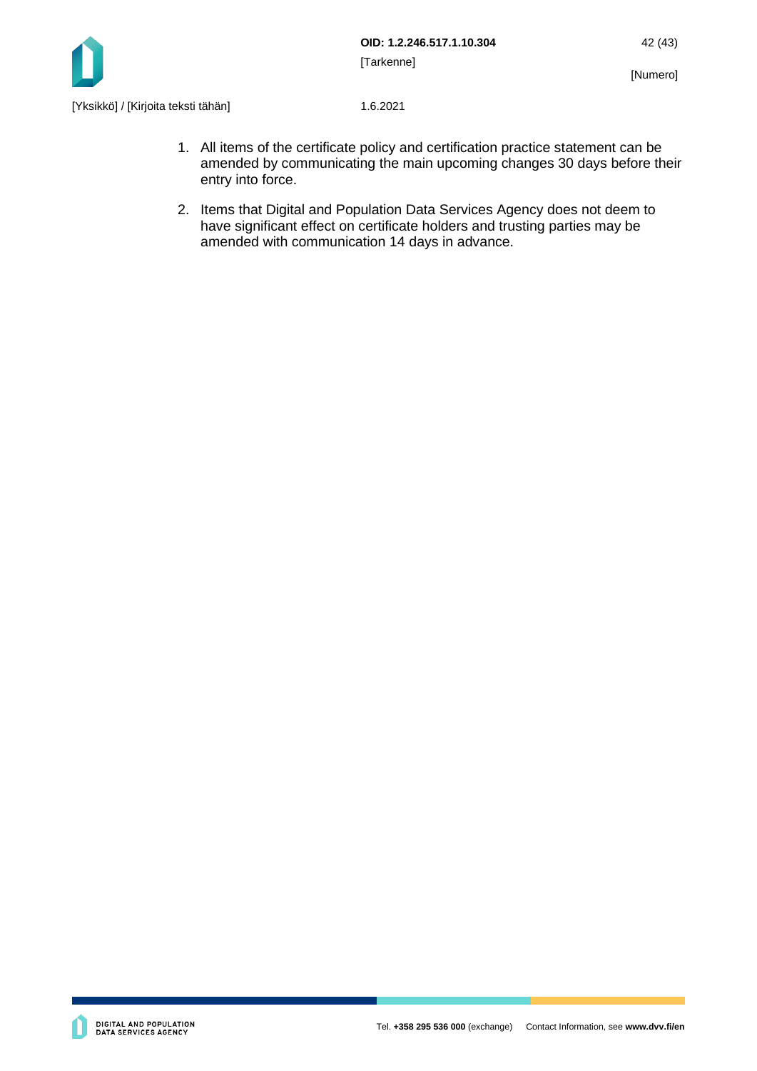1. All items of the certificate policy and certification practice statement can be amended by communicating the main upcoming changes 30 days before their entry into force.
2. Items that Digital and Population Data Services Agency does not deem to have significant effect on certificate holders and trusting parties may be amended with communication 14 days in advance.